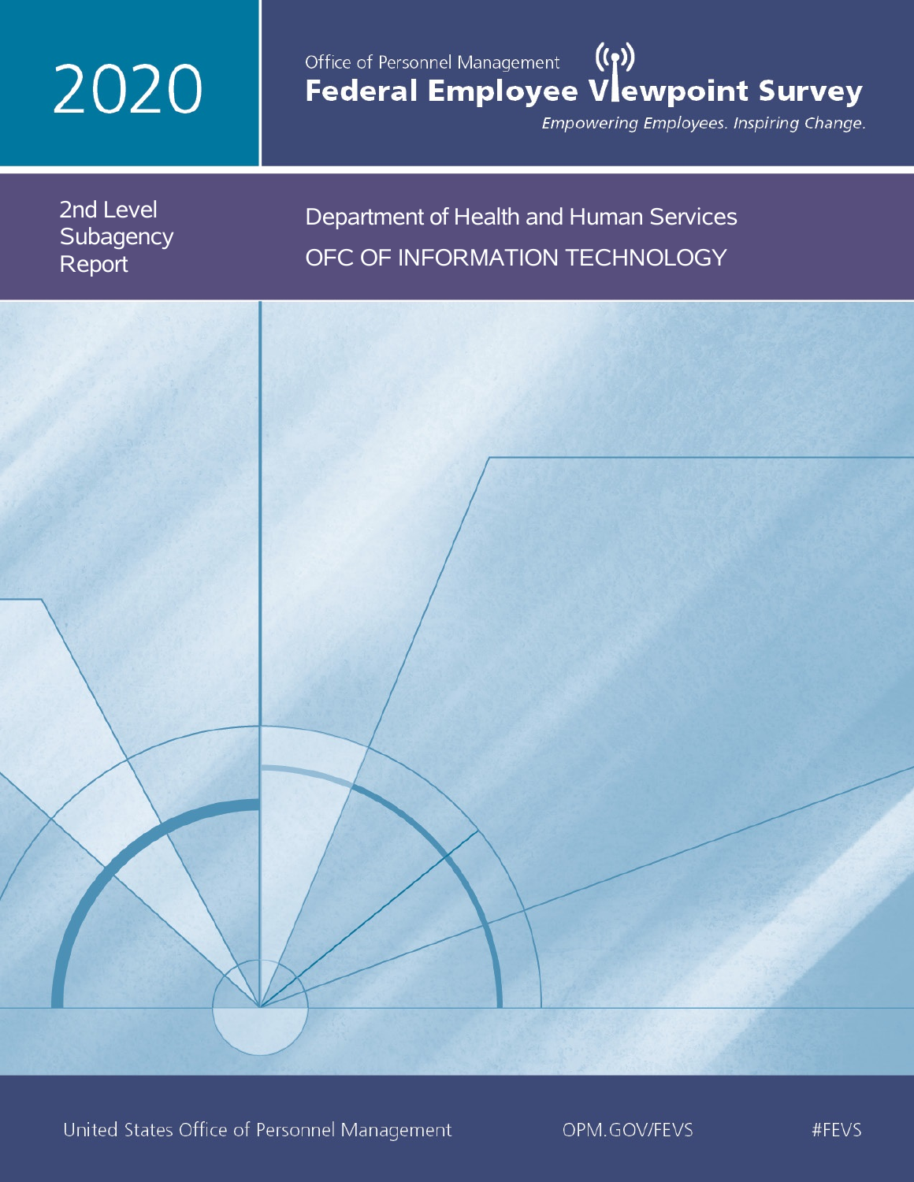# 2020

Office of Personnel Management

## Federal Employee Viewpoint Survey

*Empowering Employees. Inspiring Change.*

2nd Level Subagency Report

Department of Health and Human Services

OFC OF INFORMATION TECHNOLOGY

United States Office of Personnel Management

OPM.GOV/FEVS

#FEVS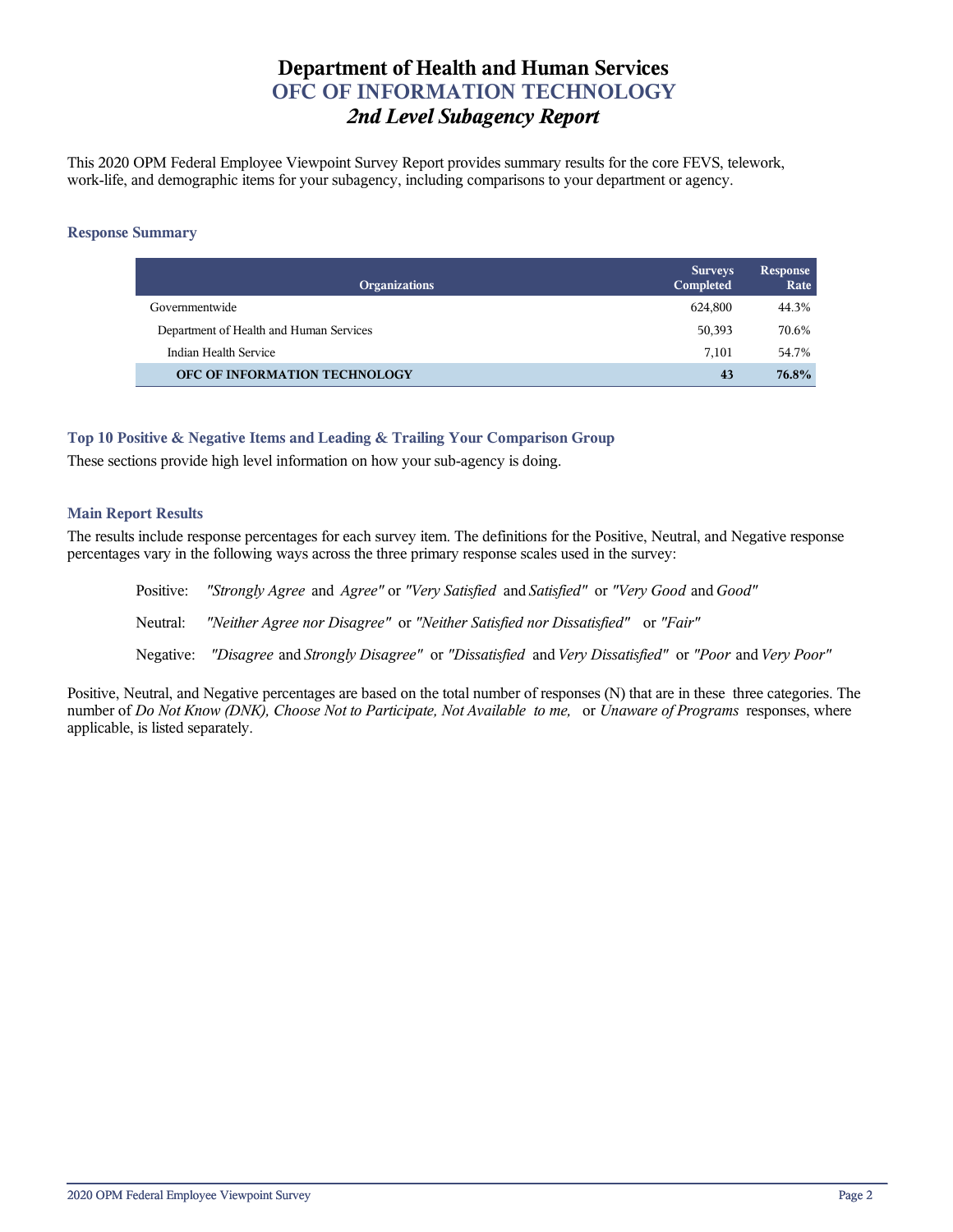# Department of Health and Human Services
## OFC OF INFORMATION TECHNOLOGY
### *2nd Level Subagency Report*

This 2020 OPM Federal Employee Viewpoint Survey Report provides summary results for the core FEVS, telework, work-life, and demographic items for your subagency, including comparisons to your department or agency.

### Response Summary

| Organizations | Surveys Completed | Response Rate |
|---|---|---|
| Governmentwide | 624,800 | 44.3% |
| Department of Health and Human Services | 50,393 | 70.6% |
| Indian Health Service | 7,101 | 54.7% |
| **OFC OF INFORMATION TECHNOLOGY** | **43** | **76.8%** |

### Top 10 Positive & Negative Items and Leading & Trailing Your Comparison Group

These sections provide high level information on how your sub-agency is doing.

### Main Report Results

The results include response percentages for each survey item. The definitions for the Positive, Neutral, and Negative response percentages vary in the following ways across the three primary response scales used in the survey:

Positive: *"Strongly Agree* and *Agree"* or *"Very Satisfied* and *Satisfied"* or *"Very Good* and *Good"*

Neutral: *"Neither Agree nor Disagree"* or *"Neither Satisfied nor Dissatisfied"* or *"Fair"*

Negative: *"Disagree* and *Strongly Disagree"* or *"Dissatisfied* and *Very Dissatisfied"* or *"Poor* and *Very Poor"*

Positive, Neutral, and Negative percentages are based on the total number of responses (N) that are in these three categories. The number of *Do Not Know (DNK), Choose Not to Participate, Not Available to me,* or *Unaware of Programs* responses, where applicable, is listed separately.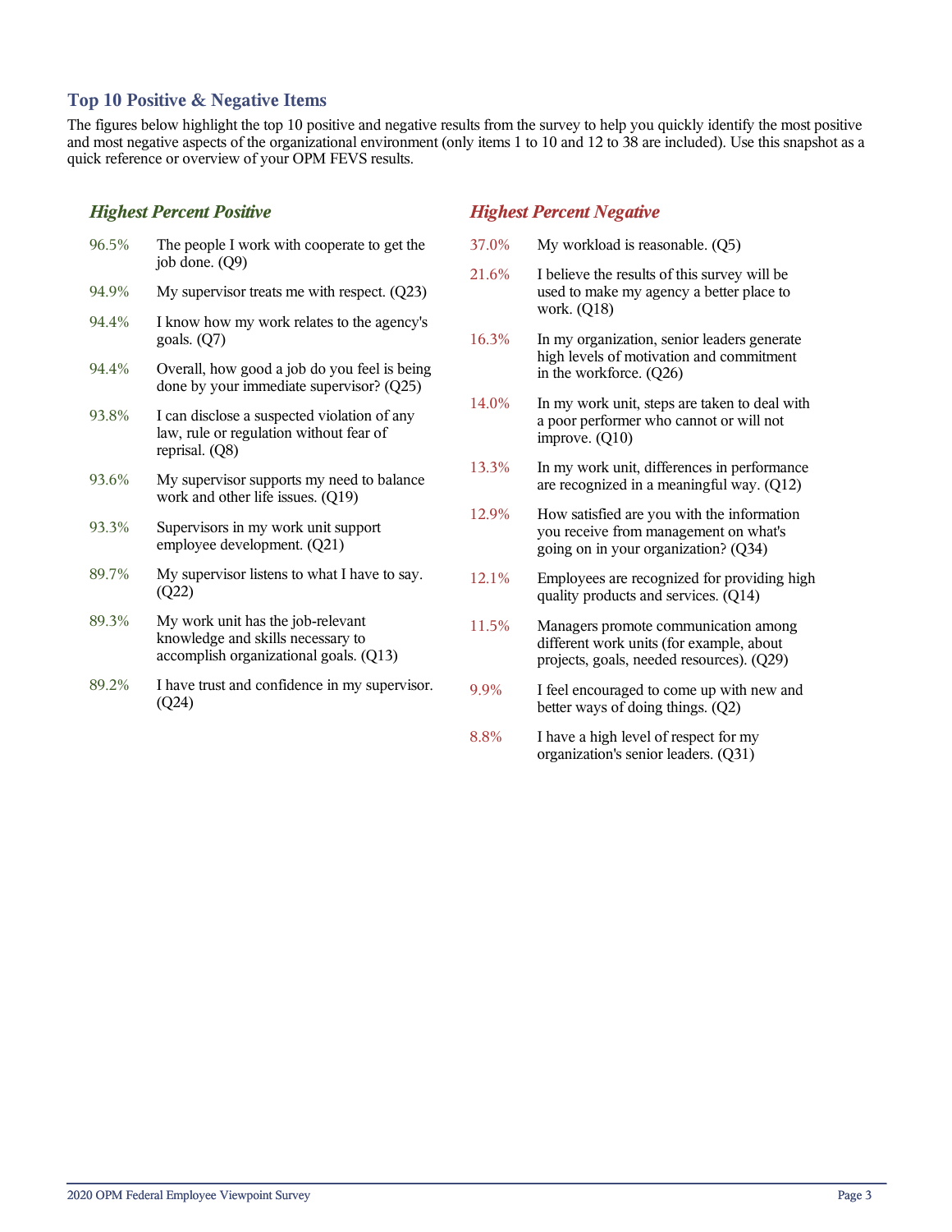## Top 10 Positive & Negative Items

The figures below highlight the top 10 positive and negative results from the survey to help you quickly identify the most positive and most negative aspects of the organizational environment (only items 1 to 10 and 12 to 38 are included). Use this snapshot as a quick reference or overview of your OPM FEVS results.

### *Highest Percent Positive*

| | |
|---|---|
| 96.5% | The people I work with cooperate to get the job done. (Q9) |
| 94.9% | My supervisor treats me with respect. (Q23) |
| 94.4% | I know how my work relates to the agency's goals. (Q7) |
| 94.4% | Overall, how good a job do you feel is being done by your immediate supervisor? (Q25) |
| 93.8% | I can disclose a suspected violation of any law, rule or regulation without fear of reprisal. (Q8) |
| 93.6% | My supervisor supports my need to balance work and other life issues. (Q19) |
| 93.3% | Supervisors in my work unit support employee development. (Q21) |
| 89.7% | My supervisor listens to what I have to say. (Q22) |
| 89.3% | My work unit has the job-relevant knowledge and skills necessary to accomplish organizational goals. (Q13) |
| 89.2% | I have trust and confidence in my supervisor. (Q24) |

### *Highest Percent Negative*

| | |
|---|---|
| 37.0% | My workload is reasonable. (Q5) |
| 21.6% | I believe the results of this survey will be used to make my agency a better place to work. (Q18) |
| 16.3% | In my organization, senior leaders generate high levels of motivation and commitment in the workforce. (Q26) |
| 14.0% | In my work unit, steps are taken to deal with a poor performer who cannot or will not improve. (Q10) |
| 13.3% | In my work unit, differences in performance are recognized in a meaningful way. (Q12) |
| 12.9% | How satisfied are you with the information you receive from management on what's going on in your organization? (Q34) |
| 12.1% | Employees are recognized for providing high quality products and services. (Q14) |
| 11.5% | Managers promote communication among different work units (for example, about projects, goals, needed resources). (Q29) |
| 9.9% | I feel encouraged to come up with new and better ways of doing things. (Q2) |
| 8.8% | I have a high level of respect for my organization's senior leaders. (Q31) |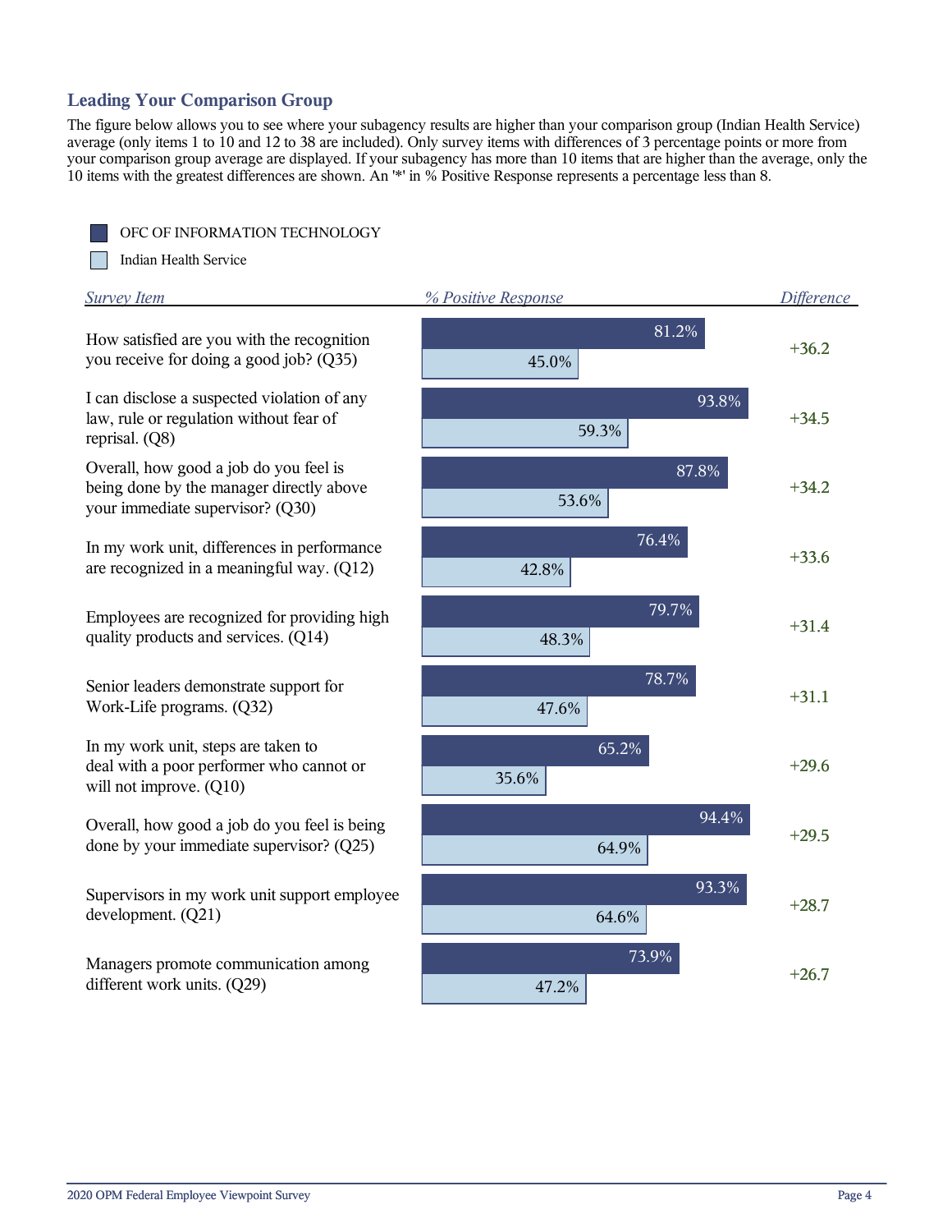## Leading Your Comparison Group

The figure below allows you to see where your subagency results are higher than your comparison group (Indian Health Service) average (only items 1 to 10 and 12 to 38 are included). Only survey items with differences of 3 percentage points or more from your comparison group average are displayed. If your subagency has more than 10 items that are higher than the average, only the 10 items with the greatest differences are shown. An '*' in % Positive Response represents a percentage less than 8.

| Survey Item | OFC OF INFORMATION TECHNOLOGY % Positive Response | Indian Health Service % Positive Response | Difference |
|---|---|---|---|
| How satisfied are you with the recognition you receive for doing a good job? (Q35) | 81.2% | 45.0% | +36.2 |
| I can disclose a suspected violation of any law, rule or regulation without fear of reprisal. (Q8) | 93.8% | 59.3% | +34.5 |
| Overall, how good a job do you feel is being done by the manager directly above your immediate supervisor? (Q30) | 87.8% | 53.6% | +34.2 |
| In my work unit, differences in performance are recognized in a meaningful way. (Q12) | 76.4% | 42.8% | +33.6 |
| Employees are recognized for providing high quality products and services. (Q14) | 79.7% | 48.3% | +31.4 |
| Senior leaders demonstrate support for Work-Life programs. (Q32) | 78.7% | 47.6% | +31.1 |
| In my work unit, steps are taken to deal with a poor performer who cannot or will not improve. (Q10) | 65.2% | 35.6% | +29.6 |
| Overall, how good a job do you feel is being done by your immediate supervisor? (Q25) | 94.4% | 64.9% | +29.5 |
| Supervisors in my work unit support employee development. (Q21) | 93.3% | 64.6% | +28.7 |
| Managers promote communication among different work units. (Q29) | 73.9% | 47.2% | +26.7 |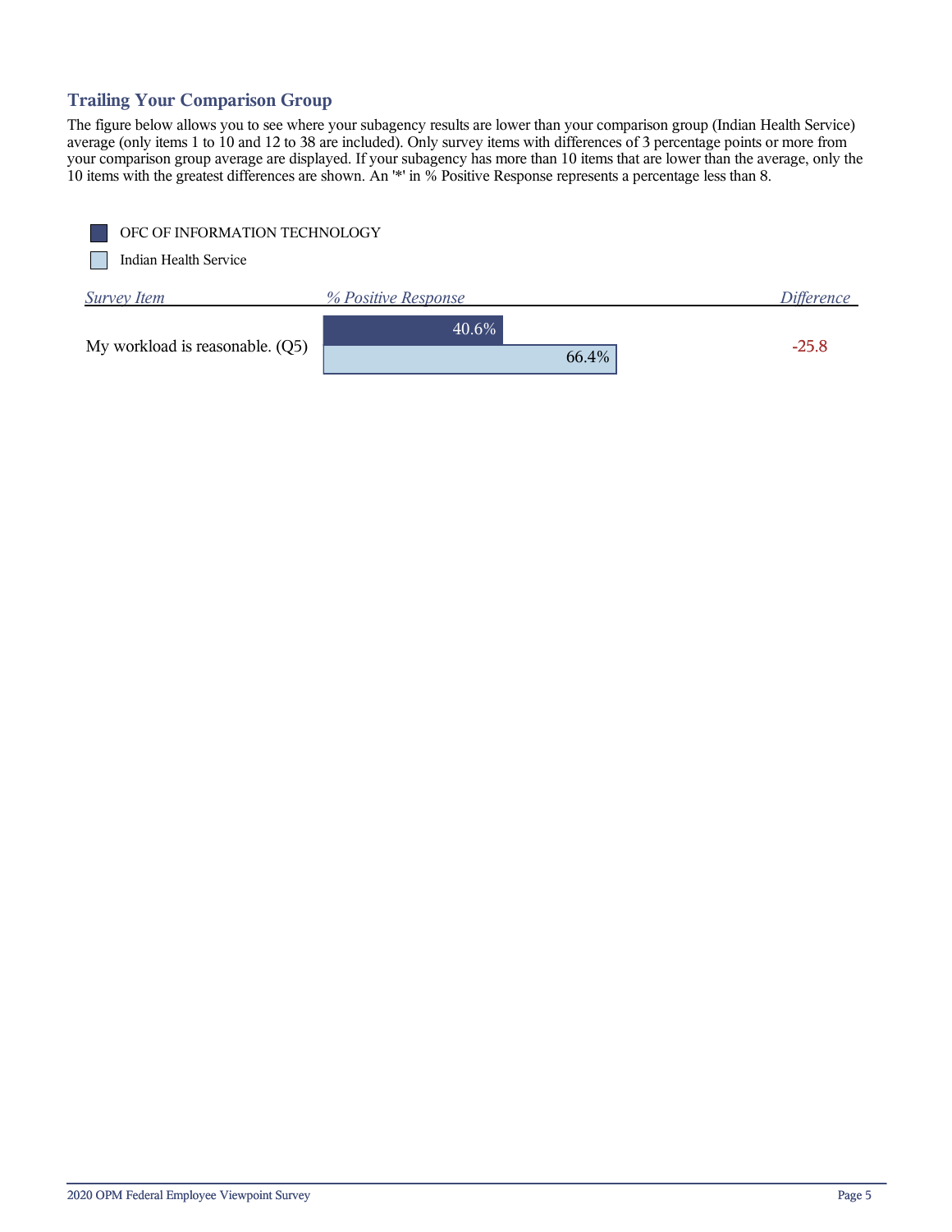## Trailing Your Comparison Group

The figure below allows you to see where your subagency results are lower than your comparison group (Indian Health Service) average (only items 1 to 10 and 12 to 38 are included). Only survey items with differences of 3 percentage points or more from your comparison group average are displayed. If your subagency has more than 10 items that are lower than the average, only the 10 items with the greatest differences are shown. An '*' in % Positive Response represents a percentage less than 8.

| Survey Item | OFC OF INFORMATION TECHNOLOGY % Positive Response | Indian Health Service % Positive Response | Difference |
|---|---|---|---|
| My workload is reasonable. (Q5) | 40.6% | 66.4% | -25.8 |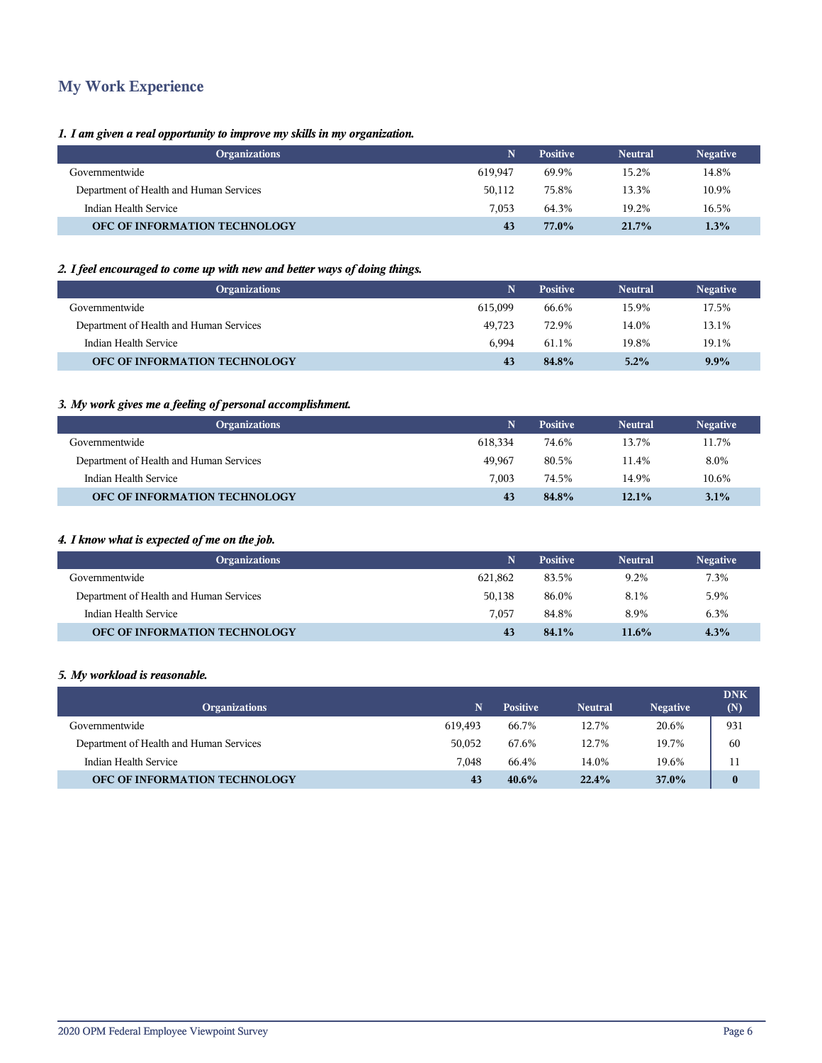## My Work Experience

*1. I am given a real opportunity to improve my skills in my organization.*

| Organizations | N | Positive | Neutral | Negative |
|---|---|---|---|---|
| Governmentwide | 619,947 | 69.9% | 15.2% | 14.8% |
| Department of Health and Human Services | 50,112 | 75.8% | 13.3% | 10.9% |
| Indian Health Service | 7,053 | 64.3% | 19.2% | 16.5% |
| **OFC OF INFORMATION TECHNOLOGY** | **43** | **77.0%** | **21.7%** | **1.3%** |

*2. I feel encouraged to come up with new and better ways of doing things.*

| Organizations | N | Positive | Neutral | Negative |
|---|---|---|---|---|
| Governmentwide | 615,099 | 66.6% | 15.9% | 17.5% |
| Department of Health and Human Services | 49,723 | 72.9% | 14.0% | 13.1% |
| Indian Health Service | 6,994 | 61.1% | 19.8% | 19.1% |
| **OFC OF INFORMATION TECHNOLOGY** | **43** | **84.8%** | **5.2%** | **9.9%** |

*3. My work gives me a feeling of personal accomplishment.*

| Organizations | N | Positive | Neutral | Negative |
|---|---|---|---|---|
| Governmentwide | 618,334 | 74.6% | 13.7% | 11.7% |
| Department of Health and Human Services | 49,967 | 80.5% | 11.4% | 8.0% |
| Indian Health Service | 7,003 | 74.5% | 14.9% | 10.6% |
| **OFC OF INFORMATION TECHNOLOGY** | **43** | **84.8%** | **12.1%** | **3.1%** |

*4. I know what is expected of me on the job.*

| Organizations | N | Positive | Neutral | Negative |
|---|---|---|---|---|
| Governmentwide | 621,862 | 83.5% | 9.2% | 7.3% |
| Department of Health and Human Services | 50,138 | 86.0% | 8.1% | 5.9% |
| Indian Health Service | 7,057 | 84.8% | 8.9% | 6.3% |
| **OFC OF INFORMATION TECHNOLOGY** | **43** | **84.1%** | **11.6%** | **4.3%** |

*5. My workload is reasonable.*

| Organizations | N | Positive | Neutral | Negative | DNK (N) |
|---|---|---|---|---|---|
| Governmentwide | 619,493 | 66.7% | 12.7% | 20.6% | 931 |
| Department of Health and Human Services | 50,052 | 67.6% | 12.7% | 19.7% | 60 |
| Indian Health Service | 7,048 | 66.4% | 14.0% | 19.6% | 11 |
| **OFC OF INFORMATION TECHNOLOGY** | **43** | **40.6%** | **22.4%** | **37.0%** | **0** |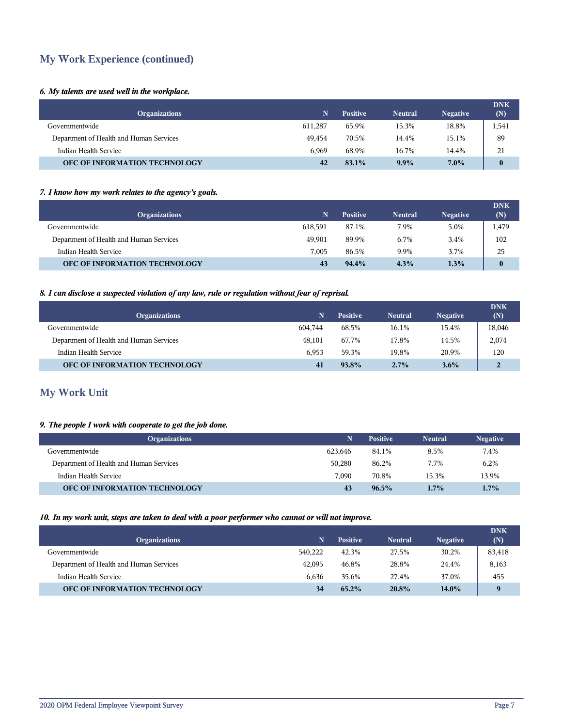## My Work Experience (continued)

### *6. My talents are used well in the workplace.*

| Organizations | N | Positive | Neutral | Negative | DNK (N) |
|---|---|---|---|---|---|
| Governmentwide | 611,287 | 65.9% | 15.3% | 18.8% | 1,541 |
| Department of Health and Human Services | 49,454 | 70.5% | 14.4% | 15.1% | 89 |
| Indian Health Service | 6,969 | 68.9% | 16.7% | 14.4% | 21 |
| **OFC OF INFORMATION TECHNOLOGY** | **42** | **83.1%** | **9.9%** | **7.0%** | **0** |

### *7. I know how my work relates to the agency's goals.*

| Organizations | N | Positive | Neutral | Negative | DNK (N) |
|---|---|---|---|---|---|
| Governmentwide | 618,591 | 87.1% | 7.9% | 5.0% | 1,479 |
| Department of Health and Human Services | 49,901 | 89.9% | 6.7% | 3.4% | 102 |
| Indian Health Service | 7,005 | 86.5% | 9.9% | 3.7% | 25 |
| **OFC OF INFORMATION TECHNOLOGY** | **43** | **94.4%** | **4.3%** | **1.3%** | **0** |

### *8. I can disclose a suspected violation of any law, rule or regulation without fear of reprisal.*

| Organizations | N | Positive | Neutral | Negative | DNK (N) |
|---|---|---|---|---|---|
| Governmentwide | 604,744 | 68.5% | 16.1% | 15.4% | 18,046 |
| Department of Health and Human Services | 48,101 | 67.7% | 17.8% | 14.5% | 2,074 |
| Indian Health Service | 6,953 | 59.3% | 19.8% | 20.9% | 120 |
| **OFC OF INFORMATION TECHNOLOGY** | **41** | **93.8%** | **2.7%** | **3.6%** | **2** |

## My Work Unit

### *9. The people I work with cooperate to get the job done.*

| Organizations | N | Positive | Neutral | Negative |
|---|---|---|---|---|
| Governmentwide | 623,646 | 84.1% | 8.5% | 7.4% |
| Department of Health and Human Services | 50,280 | 86.2% | 7.7% | 6.2% |
| Indian Health Service | 7,090 | 70.8% | 15.3% | 13.9% |
| **OFC OF INFORMATION TECHNOLOGY** | **43** | **96.5%** | **1.7%** | **1.7%** |

### *10. In my work unit, steps are taken to deal with a poor performer who cannot or will not improve.*

| Organizations | N | Positive | Neutral | Negative | DNK (N) |
|---|---|---|---|---|---|
| Governmentwide | 540,222 | 42.3% | 27.5% | 30.2% | 83,418 |
| Department of Health and Human Services | 42,095 | 46.8% | 28.8% | 24.4% | 8,163 |
| Indian Health Service | 6,636 | 35.6% | 27.4% | 37.0% | 455 |
| **OFC OF INFORMATION TECHNOLOGY** | **34** | **65.2%** | **20.8%** | **14.0%** | **9** |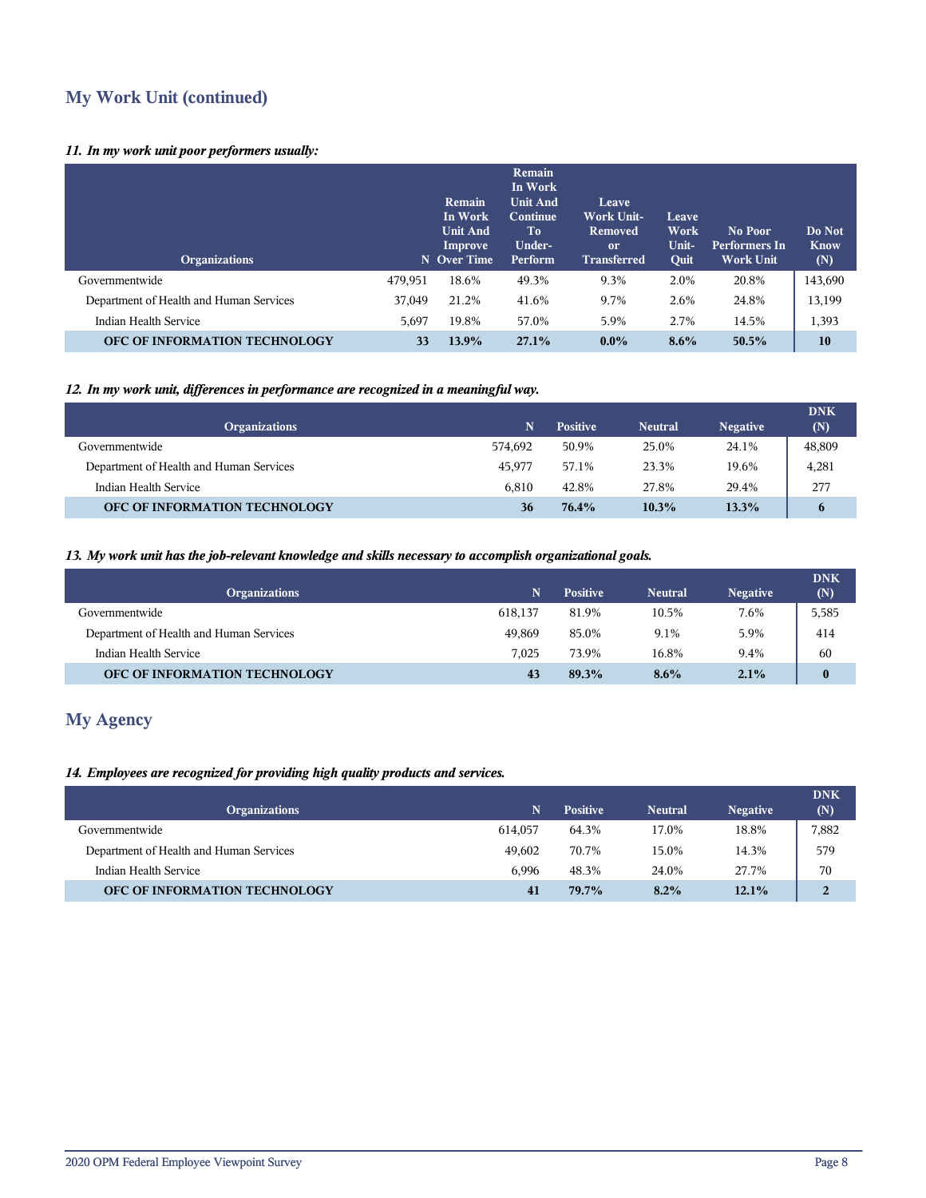## My Work Unit (continued)

*11. In my work unit poor performers usually:*

| Organizations | N | Remain In Work Unit And Improve Over Time | Remain In Work Unit And Continue To Under-Perform | Leave Work Unit-Removed or Transferred | Leave Work Unit-Quit | No Poor Performers In Work Unit | Do Not Know (N) |
|---|---|---|---|---|---|---|---|
| Governmentwide | 479,951 | 18.6% | 49.3% | 9.3% | 2.0% | 20.8% | 143,690 |
| Department of Health and Human Services | 37,049 | 21.2% | 41.6% | 9.7% | 2.6% | 24.8% | 13,199 |
| Indian Health Service | 5,697 | 19.8% | 57.0% | 5.9% | 2.7% | 14.5% | 1,393 |
| **OFC OF INFORMATION TECHNOLOGY** | **33** | **13.9%** | **27.1%** | **0.0%** | **8.6%** | **50.5%** | **10** |

*12. In my work unit, differences in performance are recognized in a meaningful way.*

| Organizations | N | Positive | Neutral | Negative | DNK (N) |
|---|---|---|---|---|---|
| Governmentwide | 574,692 | 50.9% | 25.0% | 24.1% | 48,809 |
| Department of Health and Human Services | 45,977 | 57.1% | 23.3% | 19.6% | 4,281 |
| Indian Health Service | 6,810 | 42.8% | 27.8% | 29.4% | 277 |
| **OFC OF INFORMATION TECHNOLOGY** | **36** | **76.4%** | **10.3%** | **13.3%** | **6** |

*13. My work unit has the job-relevant knowledge and skills necessary to accomplish organizational goals.*

| Organizations | N | Positive | Neutral | Negative | DNK (N) |
|---|---|---|---|---|---|
| Governmentwide | 618,137 | 81.9% | 10.5% | 7.6% | 5,585 |
| Department of Health and Human Services | 49,869 | 85.0% | 9.1% | 5.9% | 414 |
| Indian Health Service | 7,025 | 73.9% | 16.8% | 9.4% | 60 |
| **OFC OF INFORMATION TECHNOLOGY** | **43** | **89.3%** | **8.6%** | **2.1%** | **0** |

## My Agency

*14. Employees are recognized for providing high quality products and services.*

| Organizations | N | Positive | Neutral | Negative | DNK (N) |
|---|---|---|---|---|---|
| Governmentwide | 614,057 | 64.3% | 17.0% | 18.8% | 7,882 |
| Department of Health and Human Services | 49,602 | 70.7% | 15.0% | 14.3% | 579 |
| Indian Health Service | 6,996 | 48.3% | 24.0% | 27.7% | 70 |
| **OFC OF INFORMATION TECHNOLOGY** | **41** | **79.7%** | **8.2%** | **12.1%** | **2** |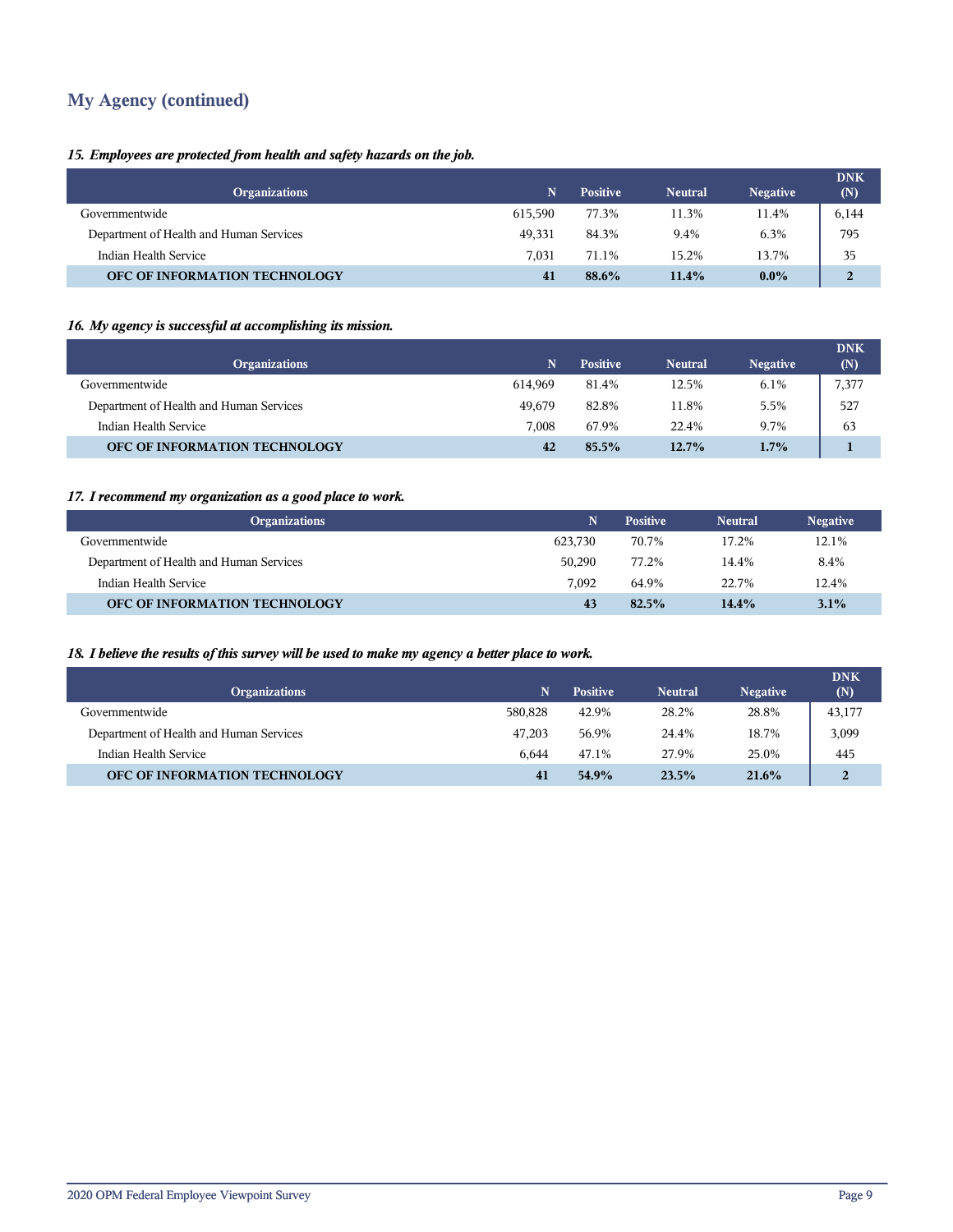## My Agency (continued)

### *15. Employees are protected from health and safety hazards on the job.*

| Organizations | N | Positive | Neutral | Negative | DNK (N) |
|---|---|---|---|---|---|
| Governmentwide | 615,590 | 77.3% | 11.3% | 11.4% | 6,144 |
| Department of Health and Human Services | 49,331 | 84.3% | 9.4% | 6.3% | 795 |
| Indian Health Service | 7,031 | 71.1% | 15.2% | 13.7% | 35 |
| **OFC OF INFORMATION TECHNOLOGY** | **41** | **88.6%** | **11.4%** | **0.0%** | **2** |

### *16. My agency is successful at accomplishing its mission.*

| Organizations | N | Positive | Neutral | Negative | DNK (N) |
|---|---|---|---|---|---|
| Governmentwide | 614,969 | 81.4% | 12.5% | 6.1% | 7,377 |
| Department of Health and Human Services | 49,679 | 82.8% | 11.8% | 5.5% | 527 |
| Indian Health Service | 7,008 | 67.9% | 22.4% | 9.7% | 63 |
| **OFC OF INFORMATION TECHNOLOGY** | **42** | **85.5%** | **12.7%** | **1.7%** | **1** |

### *17. I recommend my organization as a good place to work.*

| Organizations | N | Positive | Neutral | Negative |
|---|---|---|---|---|
| Governmentwide | 623,730 | 70.7% | 17.2% | 12.1% |
| Department of Health and Human Services | 50,290 | 77.2% | 14.4% | 8.4% |
| Indian Health Service | 7,092 | 64.9% | 22.7% | 12.4% |
| **OFC OF INFORMATION TECHNOLOGY** | **43** | **82.5%** | **14.4%** | **3.1%** |

### *18. I believe the results of this survey will be used to make my agency a better place to work.*

| Organizations | N | Positive | Neutral | Negative | DNK (N) |
|---|---|---|---|---|---|
| Governmentwide | 580,828 | 42.9% | 28.2% | 28.8% | 43,177 |
| Department of Health and Human Services | 47,203 | 56.9% | 24.4% | 18.7% | 3,099 |
| Indian Health Service | 6,644 | 47.1% | 27.9% | 25.0% | 445 |
| **OFC OF INFORMATION TECHNOLOGY** | **41** | **54.9%** | **23.5%** | **21.6%** | **2** |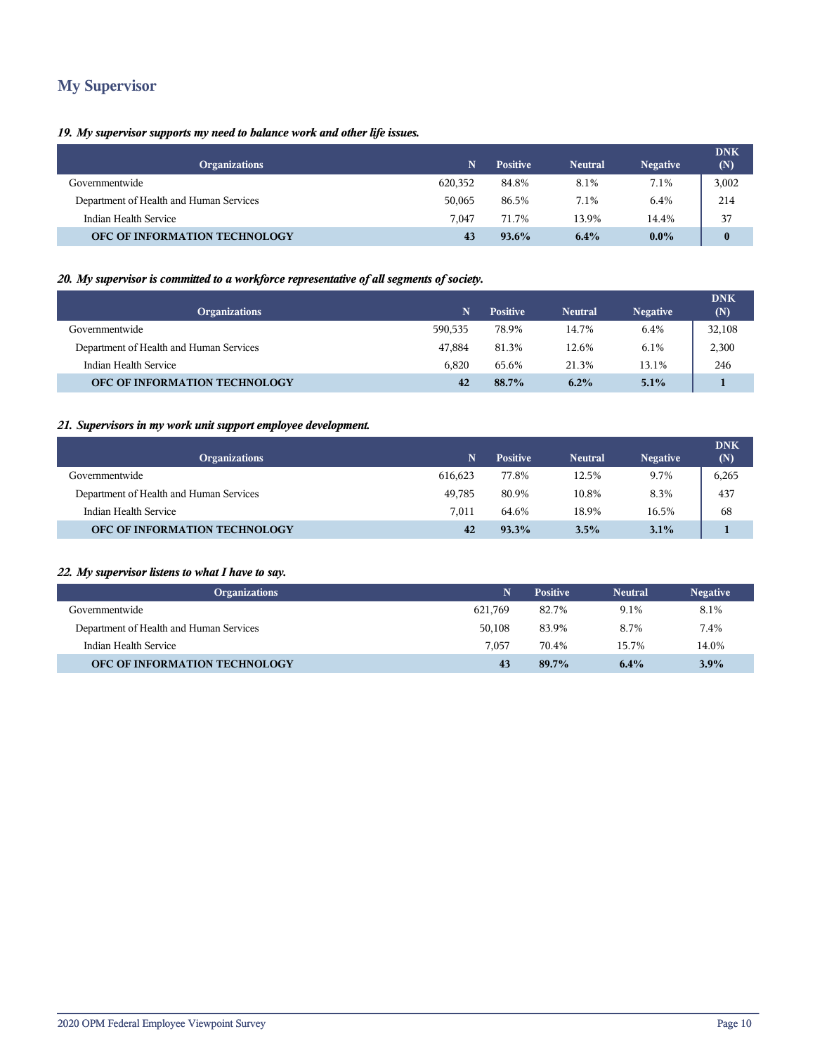## My Supervisor

*19. My supervisor supports my need to balance work and other life issues.*

| Organizations | N | Positive | Neutral | Negative | DNK (N) |
|---|---|---|---|---|---|
| Governmentwide | 620,352 | 84.8% | 8.1% | 7.1% | 3,002 |
| Department of Health and Human Services | 50,065 | 86.5% | 7.1% | 6.4% | 214 |
| Indian Health Service | 7,047 | 71.7% | 13.9% | 14.4% | 37 |
| **OFC OF INFORMATION TECHNOLOGY** | **43** | **93.6%** | **6.4%** | **0.0%** | **0** |

*20. My supervisor is committed to a workforce representative of all segments of society.*

| Organizations | N | Positive | Neutral | Negative | DNK (N) |
|---|---|---|---|---|---|
| Governmentwide | 590,535 | 78.9% | 14.7% | 6.4% | 32,108 |
| Department of Health and Human Services | 47,884 | 81.3% | 12.6% | 6.1% | 2,300 |
| Indian Health Service | 6,820 | 65.6% | 21.3% | 13.1% | 246 |
| **OFC OF INFORMATION TECHNOLOGY** | **42** | **88.7%** | **6.2%** | **5.1%** | **1** |

*21. Supervisors in my work unit support employee development.*

| Organizations | N | Positive | Neutral | Negative | DNK (N) |
|---|---|---|---|---|---|
| Governmentwide | 616,623 | 77.8% | 12.5% | 9.7% | 6,265 |
| Department of Health and Human Services | 49,785 | 80.9% | 10.8% | 8.3% | 437 |
| Indian Health Service | 7,011 | 64.6% | 18.9% | 16.5% | 68 |
| **OFC OF INFORMATION TECHNOLOGY** | **42** | **93.3%** | **3.5%** | **3.1%** | **1** |

*22. My supervisor listens to what I have to say.*

| Organizations | N | Positive | Neutral | Negative |
|---|---|---|---|---|
| Governmentwide | 621,769 | 82.7% | 9.1% | 8.1% |
| Department of Health and Human Services | 50,108 | 83.9% | 8.7% | 7.4% |
| Indian Health Service | 7,057 | 70.4% | 15.7% | 14.0% |
| **OFC OF INFORMATION TECHNOLOGY** | **43** | **89.7%** | **6.4%** | **3.9%** |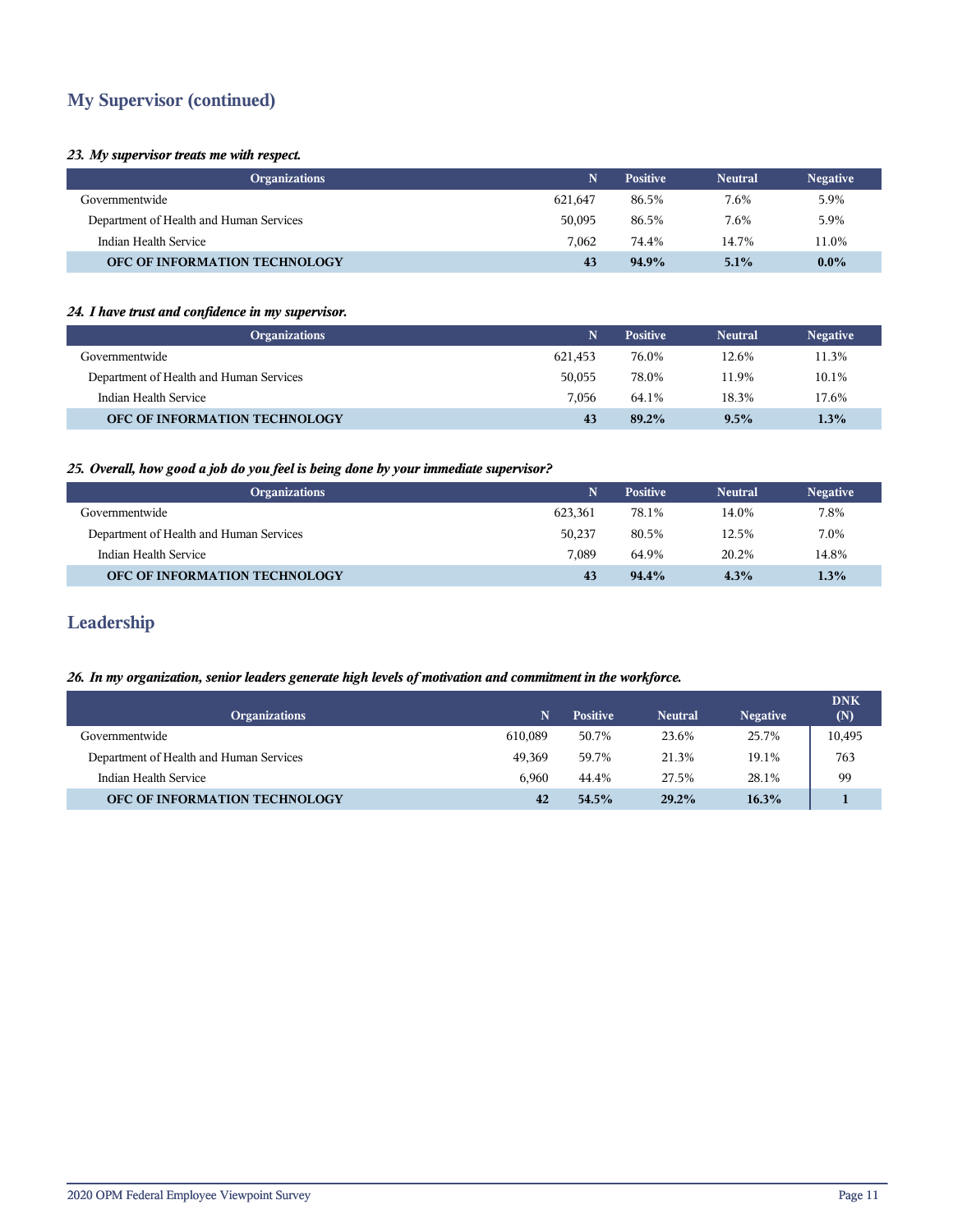## My Supervisor (continued)

***23. My supervisor treats me with respect.***

| Organizations | N | Positive | Neutral | Negative |
|---|---|---|---|---|
| Governmentwide | 621,647 | 86.5% | 7.6% | 5.9% |
| Department of Health and Human Services | 50,095 | 86.5% | 7.6% | 5.9% |
| Indian Health Service | 7,062 | 74.4% | 14.7% | 11.0% |
| **OFC OF INFORMATION TECHNOLOGY** | **43** | **94.9%** | **5.1%** | **0.0%** |

***24. I have trust and confidence in my supervisor.***

| Organizations | N | Positive | Neutral | Negative |
|---|---|---|---|---|
| Governmentwide | 621,453 | 76.0% | 12.6% | 11.3% |
| Department of Health and Human Services | 50,055 | 78.0% | 11.9% | 10.1% |
| Indian Health Service | 7,056 | 64.1% | 18.3% | 17.6% |
| **OFC OF INFORMATION TECHNOLOGY** | **43** | **89.2%** | **9.5%** | **1.3%** |

***25. Overall, how good a job do you feel is being done by your immediate supervisor?***

| Organizations | N | Positive | Neutral | Negative |
|---|---|---|---|---|
| Governmentwide | 623,361 | 78.1% | 14.0% | 7.8% |
| Department of Health and Human Services | 50,237 | 80.5% | 12.5% | 7.0% |
| Indian Health Service | 7,089 | 64.9% | 20.2% | 14.8% |
| **OFC OF INFORMATION TECHNOLOGY** | **43** | **94.4%** | **4.3%** | **1.3%** |

## Leadership

***26. In my organization, senior leaders generate high levels of motivation and commitment in the workforce.***

| Organizations | N | Positive | Neutral | Negative | DNK (N) |
|---|---|---|---|---|---|
| Governmentwide | 610,089 | 50.7% | 23.6% | 25.7% | 10,495 |
| Department of Health and Human Services | 49,369 | 59.7% | 21.3% | 19.1% | 763 |
| Indian Health Service | 6,960 | 44.4% | 27.5% | 28.1% | 99 |
| **OFC OF INFORMATION TECHNOLOGY** | **42** | **54.5%** | **29.2%** | **16.3%** | **1** |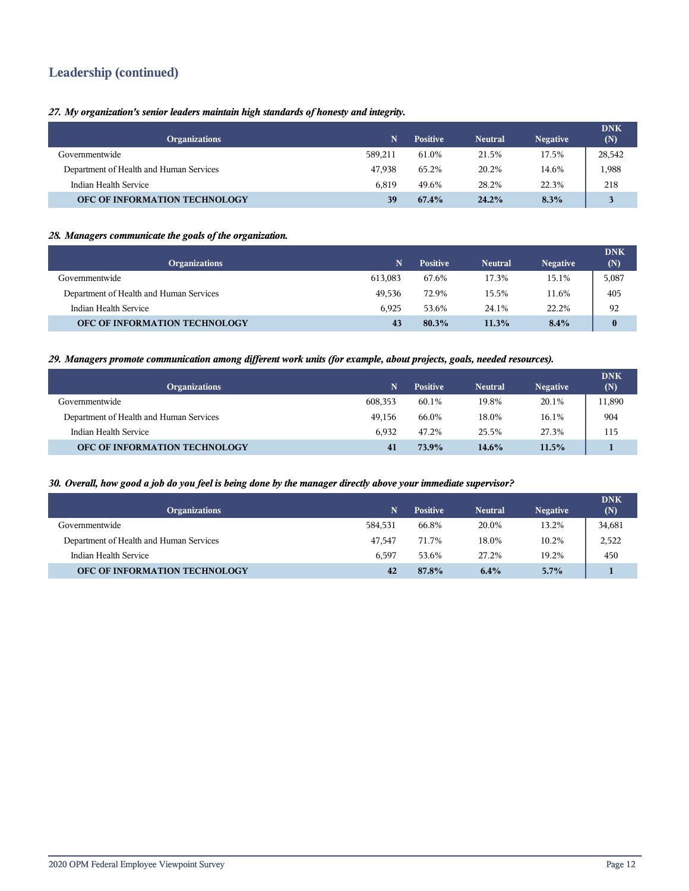## Leadership (continued)

***27. My organization's senior leaders maintain high standards of honesty and integrity.***

| Organizations | N | Positive | Neutral | Negative | DNK (N) |
|---|---|---|---|---|---|
| Governmentwide | 589,211 | 61.0% | 21.5% | 17.5% | 28,542 |
| Department of Health and Human Services | 47,938 | 65.2% | 20.2% | 14.6% | 1,988 |
| Indian Health Service | 6,819 | 49.6% | 28.2% | 22.3% | 218 |
| **OFC OF INFORMATION TECHNOLOGY** | **39** | **67.4%** | **24.2%** | **8.3%** | **3** |

***28. Managers communicate the goals of the organization.***

| Organizations | N | Positive | Neutral | Negative | DNK (N) |
|---|---|---|---|---|---|
| Governmentwide | 613,083 | 67.6% | 17.3% | 15.1% | 5,087 |
| Department of Health and Human Services | 49,536 | 72.9% | 15.5% | 11.6% | 405 |
| Indian Health Service | 6,925 | 53.6% | 24.1% | 22.2% | 92 |
| **OFC OF INFORMATION TECHNOLOGY** | **43** | **80.3%** | **11.3%** | **8.4%** | **0** |

***29. Managers promote communication among different work units (for example, about projects, goals, needed resources).***

| Organizations | N | Positive | Neutral | Negative | DNK (N) |
|---|---|---|---|---|---|
| Governmentwide | 608,353 | 60.1% | 19.8% | 20.1% | 11,890 |
| Department of Health and Human Services | 49,156 | 66.0% | 18.0% | 16.1% | 904 |
| Indian Health Service | 6,932 | 47.2% | 25.5% | 27.3% | 115 |
| **OFC OF INFORMATION TECHNOLOGY** | **41** | **73.9%** | **14.6%** | **11.5%** | **1** |

***30. Overall, how good a job do you feel is being done by the manager directly above your immediate supervisor?***

| Organizations | N | Positive | Neutral | Negative | DNK (N) |
|---|---|---|---|---|---|
| Governmentwide | 584,531 | 66.8% | 20.0% | 13.2% | 34,681 |
| Department of Health and Human Services | 47,547 | 71.7% | 18.0% | 10.2% | 2,522 |
| Indian Health Service | 6,597 | 53.6% | 27.2% | 19.2% | 450 |
| **OFC OF INFORMATION TECHNOLOGY** | **42** | **87.8%** | **6.4%** | **5.7%** | **1** |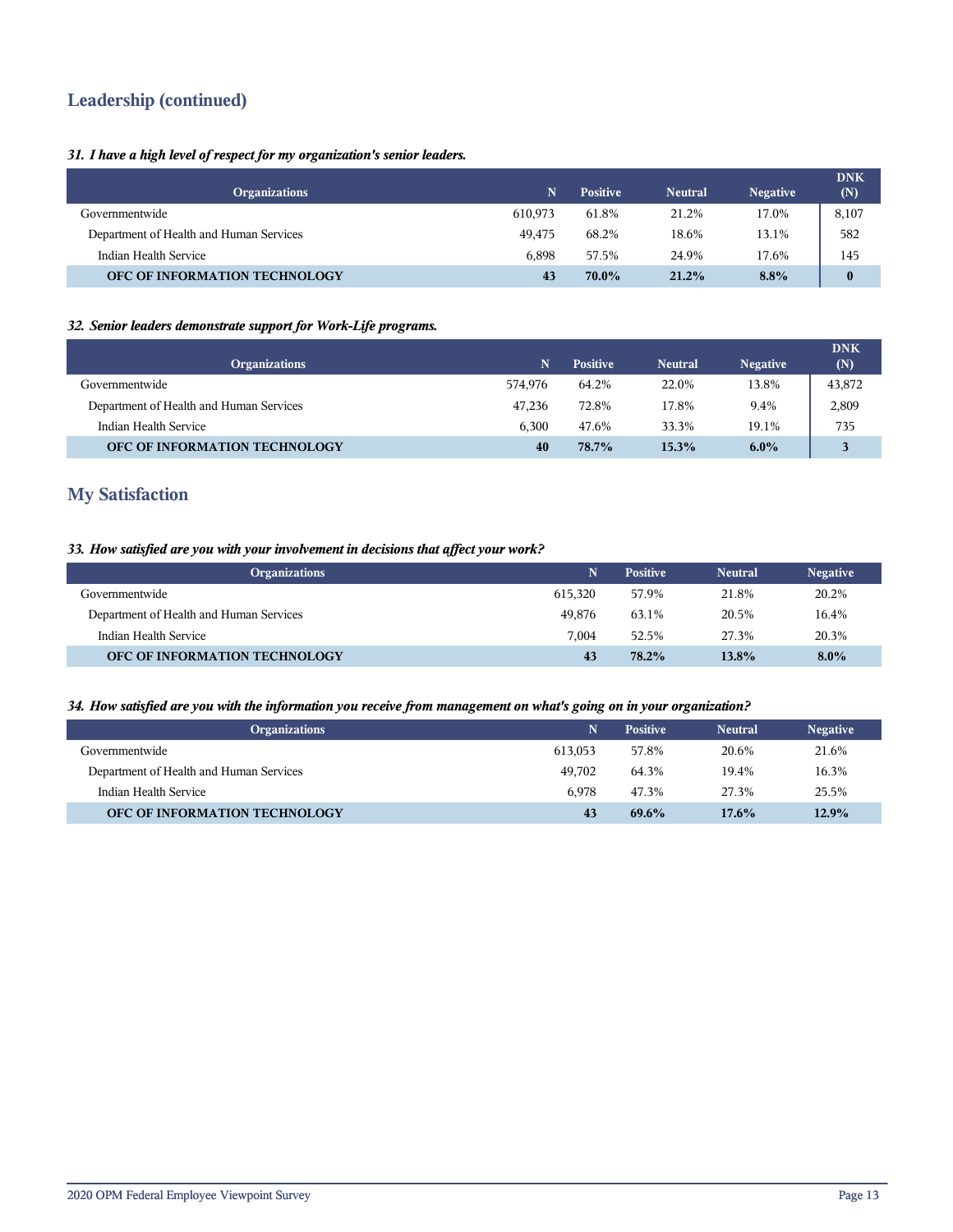## Leadership (continued)

***31. I have a high level of respect for my organization's senior leaders.***

| Organizations | N | Positive | Neutral | Negative | DNK (N) |
|---|---|---|---|---|---|
| Governmentwide | 610,973 | 61.8% | 21.2% | 17.0% | 8,107 |
| Department of Health and Human Services | 49,475 | 68.2% | 18.6% | 13.1% | 582 |
| Indian Health Service | 6,898 | 57.5% | 24.9% | 17.6% | 145 |
| **OFC OF INFORMATION TECHNOLOGY** | **43** | **70.0%** | **21.2%** | **8.8%** | **0** |

***32. Senior leaders demonstrate support for Work-Life programs.***

| Organizations | N | Positive | Neutral | Negative | DNK (N) |
|---|---|---|---|---|---|
| Governmentwide | 574,976 | 64.2% | 22.0% | 13.8% | 43,872 |
| Department of Health and Human Services | 47,236 | 72.8% | 17.8% | 9.4% | 2,809 |
| Indian Health Service | 6,300 | 47.6% | 33.3% | 19.1% | 735 |
| **OFC OF INFORMATION TECHNOLOGY** | **40** | **78.7%** | **15.3%** | **6.0%** | **3** |

## My Satisfaction

***33. How satisfied are you with your involvement in decisions that affect your work?***

| Organizations | N | Positive | Neutral | Negative |
|---|---|---|---|---|
| Governmentwide | 615,320 | 57.9% | 21.8% | 20.2% |
| Department of Health and Human Services | 49,876 | 63.1% | 20.5% | 16.4% |
| Indian Health Service | 7,004 | 52.5% | 27.3% | 20.3% |
| **OFC OF INFORMATION TECHNOLOGY** | **43** | **78.2%** | **13.8%** | **8.0%** |

***34. How satisfied are you with the information you receive from management on what's going on in your organization?***

| Organizations | N | Positive | Neutral | Negative |
|---|---|---|---|---|
| Governmentwide | 613,053 | 57.8% | 20.6% | 21.6% |
| Department of Health and Human Services | 49,702 | 64.3% | 19.4% | 16.3% |
| Indian Health Service | 6,978 | 47.3% | 27.3% | 25.5% |
| **OFC OF INFORMATION TECHNOLOGY** | **43** | **69.6%** | **17.6%** | **12.9%** |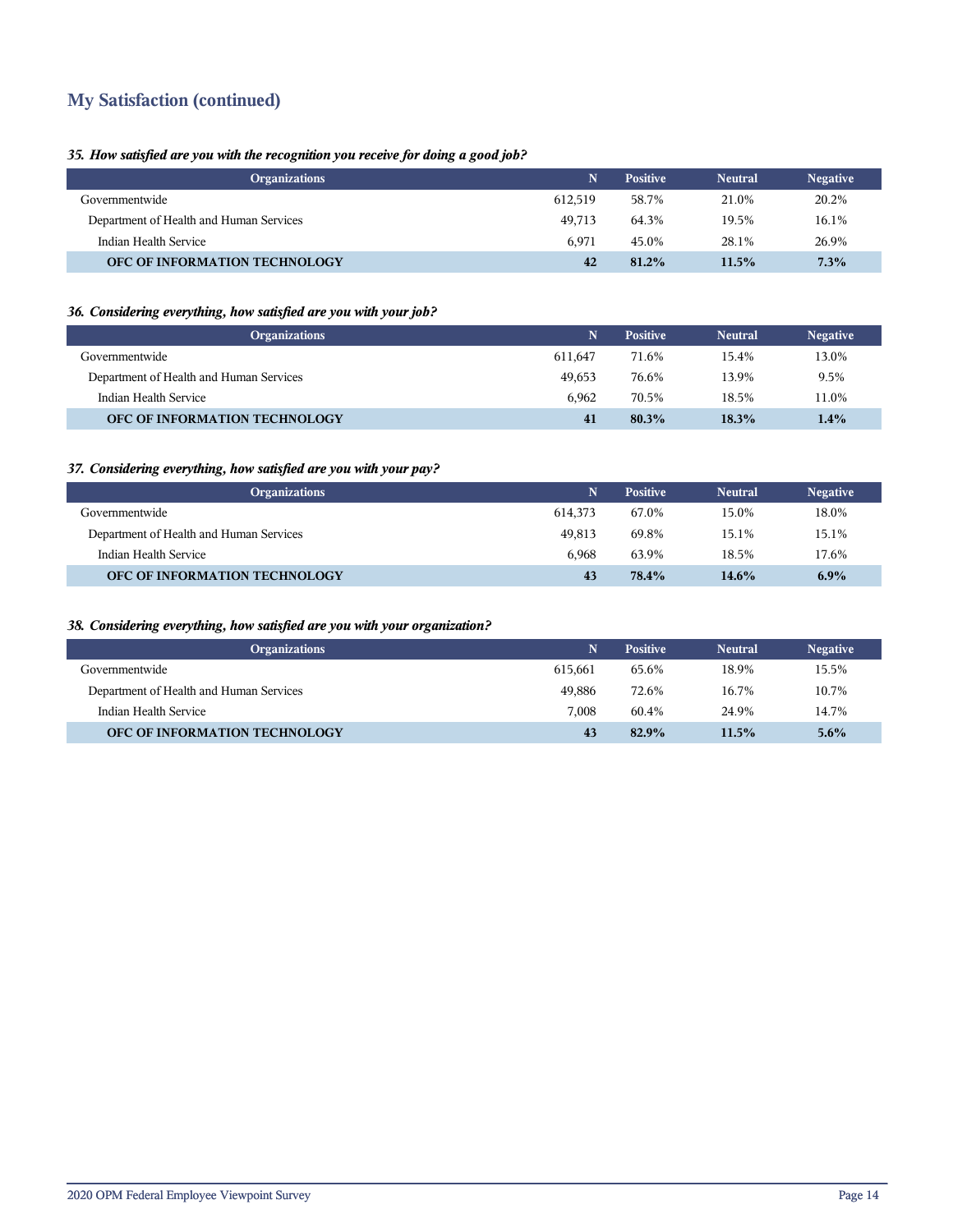## My Satisfaction (continued)

***35. How satisfied are you with the recognition you receive for doing a good job?***

| Organizations | N | Positive | Neutral | Negative |
|---|---|---|---|---|
| Governmentwide | 612,519 | 58.7% | 21.0% | 20.2% |
| Department of Health and Human Services | 49,713 | 64.3% | 19.5% | 16.1% |
| Indian Health Service | 6,971 | 45.0% | 28.1% | 26.9% |
| **OFC OF INFORMATION TECHNOLOGY** | **42** | **81.2%** | **11.5%** | **7.3%** |

***36. Considering everything, how satisfied are you with your job?***

| Organizations | N | Positive | Neutral | Negative |
|---|---|---|---|---|
| Governmentwide | 611,647 | 71.6% | 15.4% | 13.0% |
| Department of Health and Human Services | 49,653 | 76.6% | 13.9% | 9.5% |
| Indian Health Service | 6,962 | 70.5% | 18.5% | 11.0% |
| **OFC OF INFORMATION TECHNOLOGY** | **41** | **80.3%** | **18.3%** | **1.4%** |

***37. Considering everything, how satisfied are you with your pay?***

| Organizations | N | Positive | Neutral | Negative |
|---|---|---|---|---|
| Governmentwide | 614,373 | 67.0% | 15.0% | 18.0% |
| Department of Health and Human Services | 49,813 | 69.8% | 15.1% | 15.1% |
| Indian Health Service | 6,968 | 63.9% | 18.5% | 17.6% |
| **OFC OF INFORMATION TECHNOLOGY** | **43** | **78.4%** | **14.6%** | **6.9%** |

***38. Considering everything, how satisfied are you with your organization?***

| Organizations | N | Positive | Neutral | Negative |
|---|---|---|---|---|
| Governmentwide | 615,661 | 65.6% | 18.9% | 15.5% |
| Department of Health and Human Services | 49,886 | 72.6% | 16.7% | 10.7% |
| Indian Health Service | 7,008 | 60.4% | 24.9% | 14.7% |
| **OFC OF INFORMATION TECHNOLOGY** | **43** | **82.9%** | **11.5%** | **5.6%** |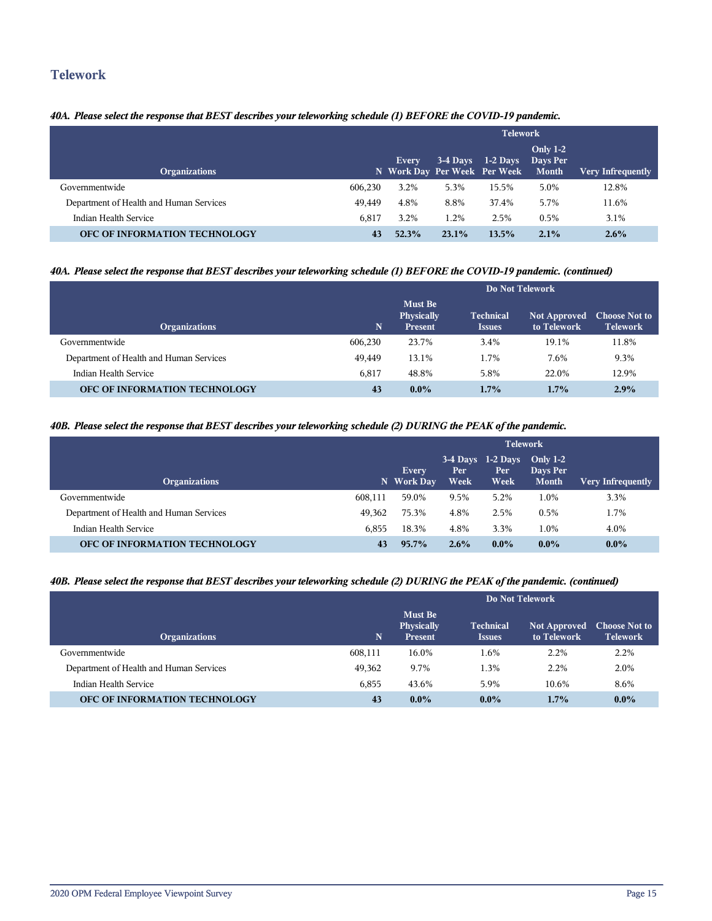## Telework

***40A. Please select the response that BEST describes your teleworking schedule (1) BEFORE the COVID-19 pandemic.***

| Organizations | N | Telework | | | | |
|---|---|---|---|---|---|---|
| | | Every Work Day | 3-4 Days Per Week | 1-2 Days Per Week | Only 1-2 Days Per Month | Very Infrequently |
| Governmentwide | 606,230 | 3.2% | 5.3% | 15.5% | 5.0% | 12.8% |
| Department of Health and Human Services | 49,449 | 4.8% | 8.8% | 37.4% | 5.7% | 11.6% |
| Indian Health Service | 6,817 | 3.2% | 1.2% | 2.5% | 0.5% | 3.1% |
| **OFC OF INFORMATION TECHNOLOGY** | **43** | **52.3%** | **23.1%** | **13.5%** | **2.1%** | **2.6%** |

***40A. Please select the response that BEST describes your teleworking schedule (1) BEFORE the COVID-19 pandemic. (continued)***

| Organizations | N | Do Not Telework | | | |
|---|---|---|---|---|---|
| | | Must Be Physically Present | Technical Issues | Not Approved to Telework | Choose Not to Telework |
| Governmentwide | 606,230 | 23.7% | 3.4% | 19.1% | 11.8% |
| Department of Health and Human Services | 49,449 | 13.1% | 1.7% | 7.6% | 9.3% |
| Indian Health Service | 6,817 | 48.8% | 5.8% | 22.0% | 12.9% |
| **OFC OF INFORMATION TECHNOLOGY** | **43** | **0.0%** | **1.7%** | **1.7%** | **2.9%** |

***40B. Please select the response that BEST describes your teleworking schedule (2) DURING the PEAK of the pandemic.***

| Organizations | N | Telework | | | | |
|---|---|---|---|---|---|---|
| | | Every Work Day | 3-4 Days Per Week | 1-2 Days Per Week | Only 1-2 Days Per Month | Very Infrequently |
| Governmentwide | 608,111 | 59.0% | 9.5% | 5.2% | 1.0% | 3.3% |
| Department of Health and Human Services | 49,362 | 75.3% | 4.8% | 2.5% | 0.5% | 1.7% |
| Indian Health Service | 6,855 | 18.3% | 4.8% | 3.3% | 1.0% | 4.0% |
| **OFC OF INFORMATION TECHNOLOGY** | **43** | **95.7%** | **2.6%** | **0.0%** | **0.0%** | **0.0%** |

***40B. Please select the response that BEST describes your teleworking schedule (2) DURING the PEAK of the pandemic. (continued)***

| Organizations | N | Do Not Telework | | | |
|---|---|---|---|---|---|
| | | Must Be Physically Present | Technical Issues | Not Approved to Telework | Choose Not to Telework |
| Governmentwide | 608,111 | 16.0% | 1.6% | 2.2% | 2.2% |
| Department of Health and Human Services | 49,362 | 9.7% | 1.3% | 2.2% | 2.0% |
| Indian Health Service | 6,855 | 43.6% | 5.9% | 10.6% | 8.6% |
| **OFC OF INFORMATION TECHNOLOGY** | **43** | **0.0%** | **0.0%** | **1.7%** | **0.0%** |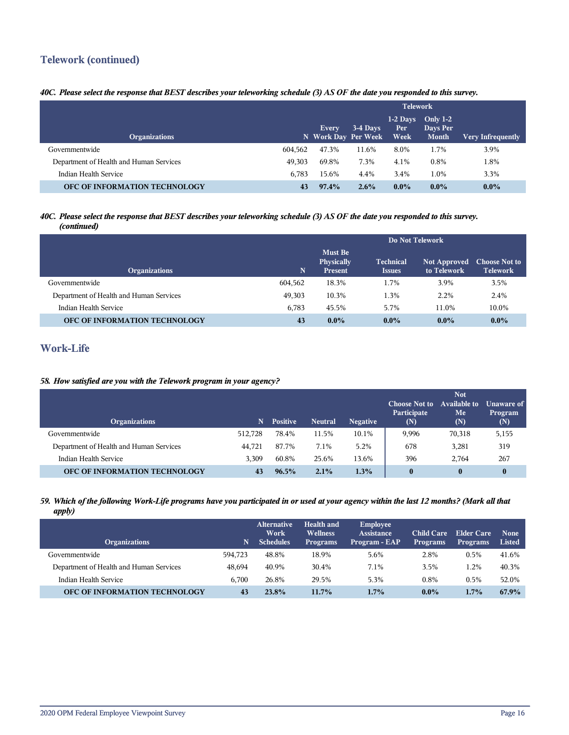## Telework (continued)

*40C. Please select the response that BEST describes your teleworking schedule (3) AS OF the date you responded to this survey.*

| Organizations | N | Telework | | | | |
|---|---|---|---|---|---|---|
| | | Every Work Day | 3-4 Days Per Week | 1-2 Days Per Week | Only 1-2 Days Per Month | Very Infrequently |
| Governmentwide | 604,562 | 47.3% | 11.6% | 8.0% | 1.7% | 3.9% |
| Department of Health and Human Services | 49,303 | 69.8% | 7.3% | 4.1% | 0.8% | 1.8% |
| Indian Health Service | 6,783 | 15.6% | 4.4% | 3.4% | 1.0% | 3.3% |
| **OFC OF INFORMATION TECHNOLOGY** | **43** | **97.4%** | **2.6%** | **0.0%** | **0.0%** | **0.0%** |

*40C. Please select the response that BEST describes your teleworking schedule (3) AS OF the date you responded to this survey. (continued)*

| Organizations | N | Do Not Telework | | | |
|---|---|---|---|---|---|
| | | Must Be Physically Present | Technical Issues | Not Approved to Telework | Choose Not to Telework |
| Governmentwide | 604,562 | 18.3% | 1.7% | 3.9% | 3.5% |
| Department of Health and Human Services | 49,303 | 10.3% | 1.3% | 2.2% | 2.4% |
| Indian Health Service | 6,783 | 45.5% | 5.7% | 11.0% | 10.0% |
| **OFC OF INFORMATION TECHNOLOGY** | **43** | **0.0%** | **0.0%** | **0.0%** | **0.0%** |

## Work-Life

*58. How satisfied are you with the Telework program in your agency?*

| Organizations | N | Positive | Neutral | Negative | Choose Not to Participate (N) | Not Available to Me (N) | Unaware of Program (N) |
|---|---|---|---|---|---|---|---|
| Governmentwide | 512,728 | 78.4% | 11.5% | 10.1% | 9,996 | 70,318 | 5,155 |
| Department of Health and Human Services | 44,721 | 87.7% | 7.1% | 5.2% | 678 | 3,281 | 319 |
| Indian Health Service | 3,309 | 60.8% | 25.6% | 13.6% | 396 | 2,764 | 267 |
| **OFC OF INFORMATION TECHNOLOGY** | **43** | **96.5%** | **2.1%** | **1.3%** | **0** | **0** | **0** |

*59. Which of the following Work-Life programs have you participated in or used at your agency within the last 12 months? (Mark all that apply)*

| Organizations | N | Alternative Work Schedules | Health and Wellness Programs | Employee Assistance Program - EAP | Child Care Programs | Elder Care Programs | None Listed |
|---|---|---|---|---|---|---|---|
| Governmentwide | 594,723 | 48.8% | 18.9% | 5.6% | 2.8% | 0.5% | 41.6% |
| Department of Health and Human Services | 48,694 | 40.9% | 30.4% | 7.1% | 3.5% | 1.2% | 40.3% |
| Indian Health Service | 6,700 | 26.8% | 29.5% | 5.3% | 0.8% | 0.5% | 52.0% |
| **OFC OF INFORMATION TECHNOLOGY** | **43** | **23.8%** | **11.7%** | **1.7%** | **0.0%** | **1.7%** | **67.9%** |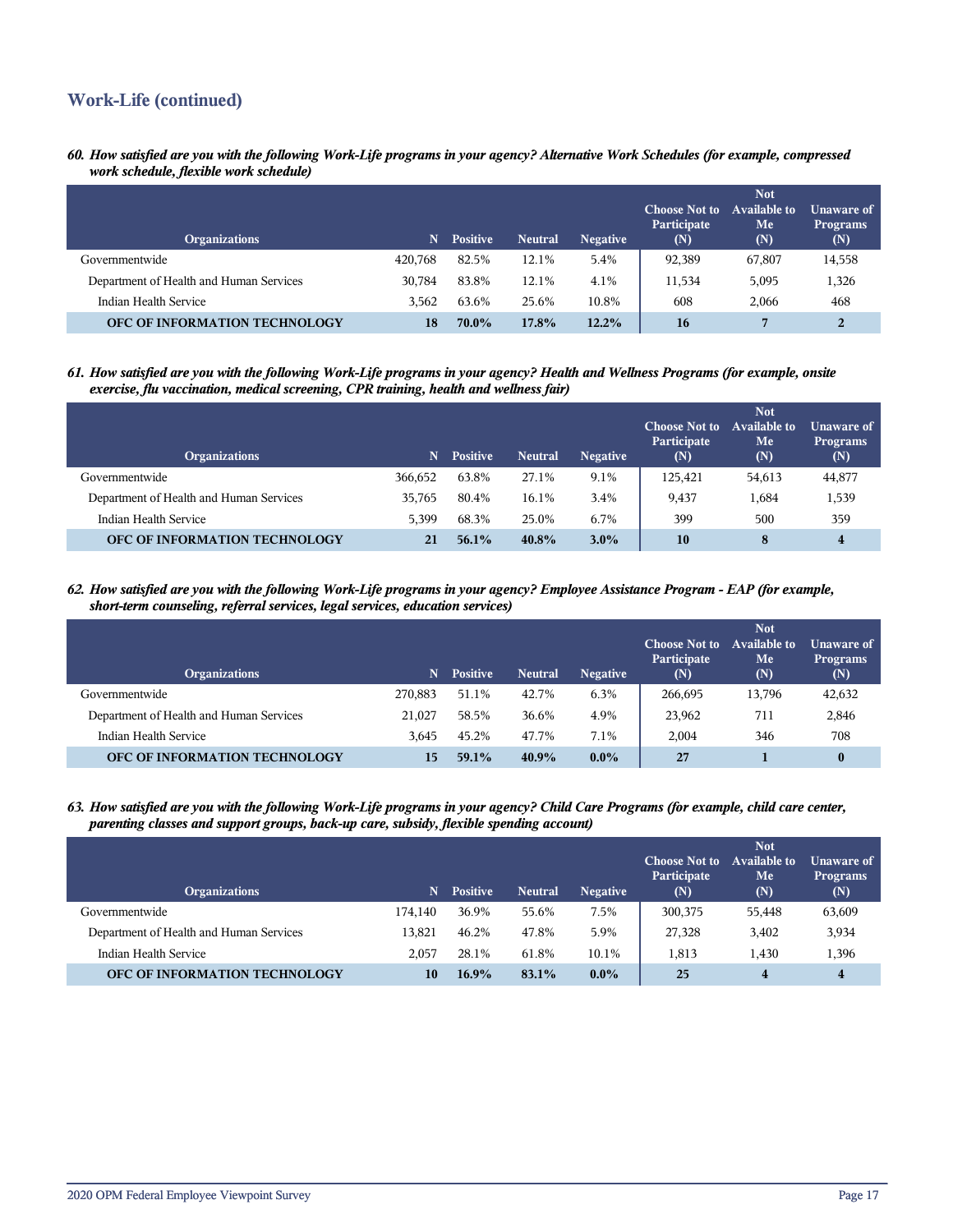## Work-Life (continued)

***60. How satisfied are you with the following Work-Life programs in your agency? Alternative Work Schedules (for example, compressed work schedule, flexible work schedule)***

| Organizations | N | Positive | Neutral | Negative | Choose Not to Participate (N) | Not Available to Me (N) | Unaware of Programs (N) |
|---|---|---|---|---|---|---|---|
| Governmentwide | 420,768 | 82.5% | 12.1% | 5.4% | 92,389 | 67,807 | 14,558 |
| Department of Health and Human Services | 30,784 | 83.8% | 12.1% | 4.1% | 11,534 | 5,095 | 1,326 |
| Indian Health Service | 3,562 | 63.6% | 25.6% | 10.8% | 608 | 2,066 | 468 |
| **OFC OF INFORMATION TECHNOLOGY** | **18** | **70.0%** | **17.8%** | **12.2%** | **16** | **7** | **2** |

***61. How satisfied are you with the following Work-Life programs in your agency? Health and Wellness Programs (for example, onsite exercise, flu vaccination, medical screening, CPR training, health and wellness fair)***

| Organizations | N | Positive | Neutral | Negative | Choose Not to Participate (N) | Not Available to Me (N) | Unaware of Programs (N) |
|---|---|---|---|---|---|---|---|
| Governmentwide | 366,652 | 63.8% | 27.1% | 9.1% | 125,421 | 54,613 | 44,877 |
| Department of Health and Human Services | 35,765 | 80.4% | 16.1% | 3.4% | 9,437 | 1,684 | 1,539 |
| Indian Health Service | 5,399 | 68.3% | 25.0% | 6.7% | 399 | 500 | 359 |
| **OFC OF INFORMATION TECHNOLOGY** | **21** | **56.1%** | **40.8%** | **3.0%** | **10** | **8** | **4** |

***62. How satisfied are you with the following Work-Life programs in your agency? Employee Assistance Program - EAP (for example, short-term counseling, referral services, legal services, education services)***

| Organizations | N | Positive | Neutral | Negative | Choose Not to Participate (N) | Not Available to Me (N) | Unaware of Programs (N) |
|---|---|---|---|---|---|---|---|
| Governmentwide | 270,883 | 51.1% | 42.7% | 6.3% | 266,695 | 13,796 | 42,632 |
| Department of Health and Human Services | 21,027 | 58.5% | 36.6% | 4.9% | 23,962 | 711 | 2,846 |
| Indian Health Service | 3,645 | 45.2% | 47.7% | 7.1% | 2,004 | 346 | 708 |
| **OFC OF INFORMATION TECHNOLOGY** | **15** | **59.1%** | **40.9%** | **0.0%** | **27** | **1** | **0** |

***63. How satisfied are you with the following Work-Life programs in your agency? Child Care Programs (for example, child care center, parenting classes and support groups, back-up care, subsidy, flexible spending account)***

| Organizations | N | Positive | Neutral | Negative | Choose Not to Participate (N) | Not Available to Me (N) | Unaware of Programs (N) |
|---|---|---|---|---|---|---|---|
| Governmentwide | 174,140 | 36.9% | 55.6% | 7.5% | 300,375 | 55,448 | 63,609 |
| Department of Health and Human Services | 13,821 | 46.2% | 47.8% | 5.9% | 27,328 | 3,402 | 3,934 |
| Indian Health Service | 2,057 | 28.1% | 61.8% | 10.1% | 1,813 | 1,430 | 1,396 |
| **OFC OF INFORMATION TECHNOLOGY** | **10** | **16.9%** | **83.1%** | **0.0%** | **25** | **4** | **4** |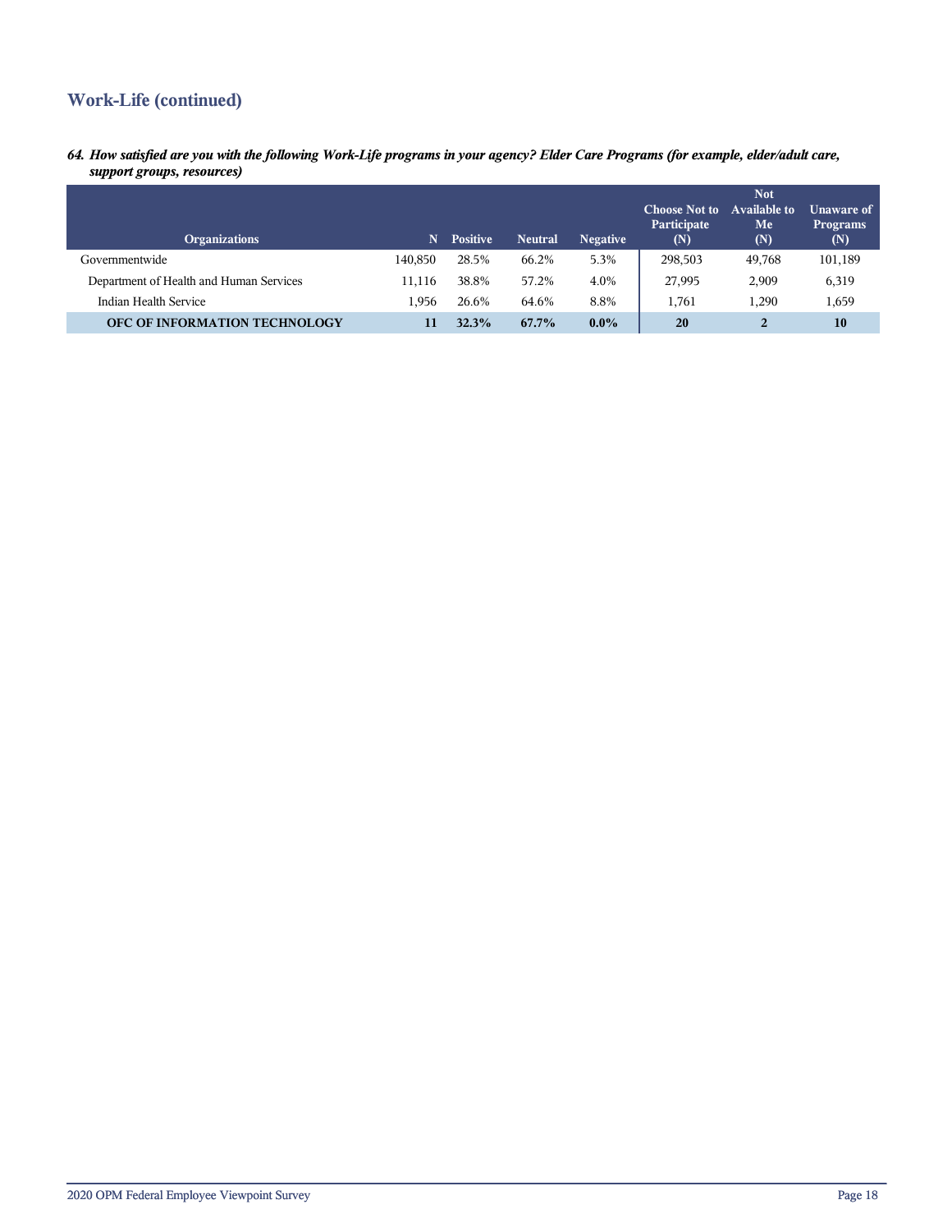## Work-Life (continued)

***64. How satisfied are you with the following Work-Life programs in your agency? Elder Care Programs (for example, elder/adult care, support groups, resources)***

| Organizations | N | Positive | Neutral | Negative | Choose Not to Participate (N) | Not Available to Me (N) | Unaware of Programs (N) |
|---|---|---|---|---|---|---|---|
| Governmentwide | 140,850 | 28.5% | 66.2% | 5.3% | 298,503 | 49,768 | 101,189 |
| Department of Health and Human Services | 11,116 | 38.8% | 57.2% | 4.0% | 27,995 | 2,909 | 6,319 |
| Indian Health Service | 1,956 | 26.6% | 64.6% | 8.8% | 1,761 | 1,290 | 1,659 |
| **OFC OF INFORMATION TECHNOLOGY** | **11** | **32.3%** | **67.7%** | **0.0%** | **20** | **2** | **10** |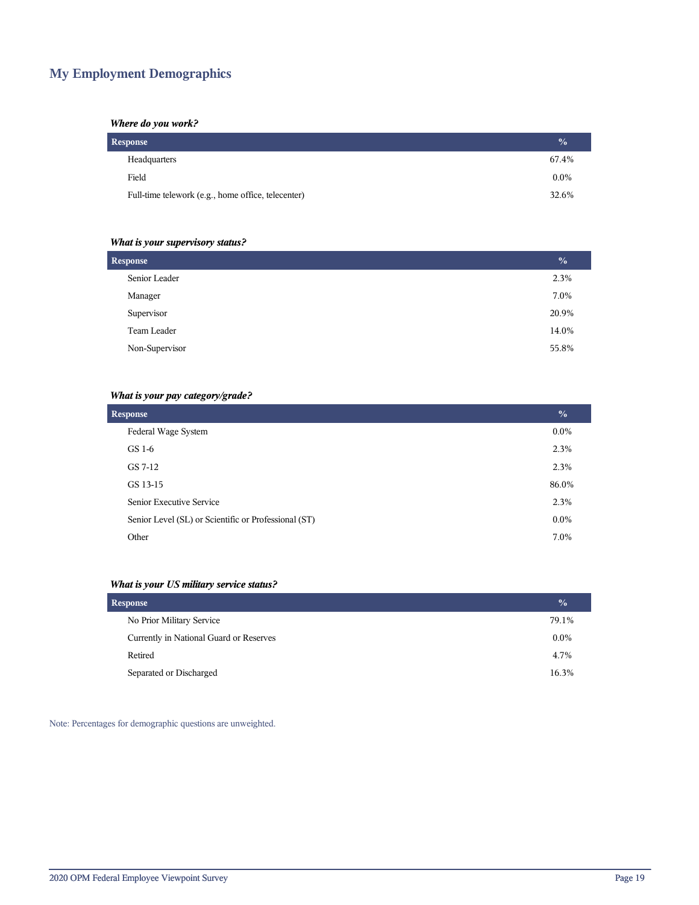## My Employment Demographics

***Where do you work?***

| Response | % |
|---|---|
| Headquarters | 67.4% |
| Field | 0.0% |
| Full-time telework (e.g., home office, telecenter) | 32.6% |

***What is your supervisory status?***

| Response | % |
|---|---|
| Senior Leader | 2.3% |
| Manager | 7.0% |
| Supervisor | 20.9% |
| Team Leader | 14.0% |
| Non-Supervisor | 55.8% |

***What is your pay category/grade?***

| Response | % |
|---|---|
| Federal Wage System | 0.0% |
| GS 1-6 | 2.3% |
| GS 7-12 | 2.3% |
| GS 13-15 | 86.0% |
| Senior Executive Service | 2.3% |
| Senior Level (SL) or Scientific or Professional (ST) | 0.0% |
| Other | 7.0% |

***What is your US military service status?***

| Response | % |
|---|---|
| No Prior Military Service | 79.1% |
| Currently in National Guard or Reserves | 0.0% |
| Retired | 4.7% |
| Separated or Discharged | 16.3% |

Note: Percentages for demographic questions are unweighted.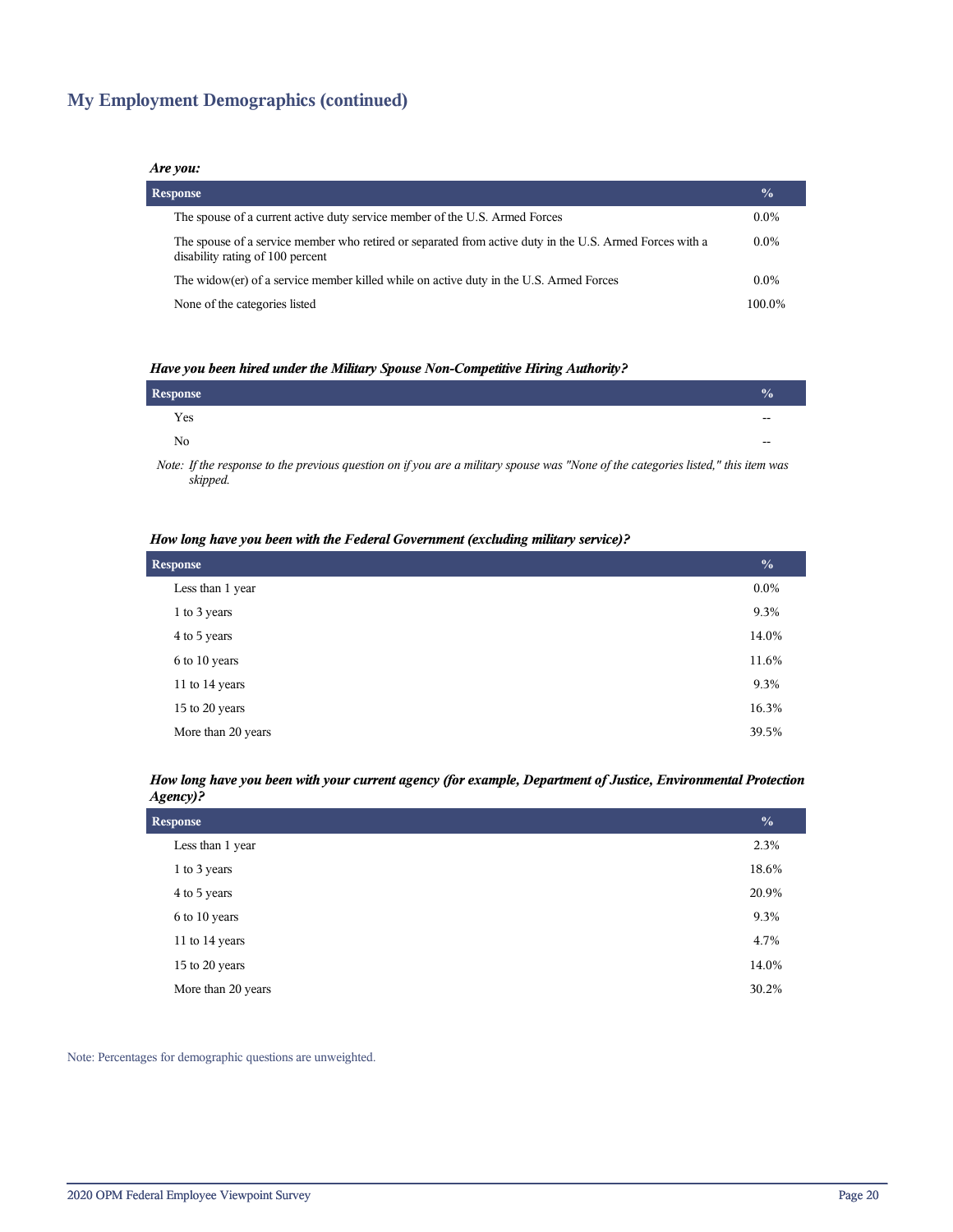## My Employment Demographics (continued)

***Are you:***

| Response | % |
|---|---|
| The spouse of a current active duty service member of the U.S. Armed Forces | 0.0% |
| The spouse of a service member who retired or separated from active duty in the U.S. Armed Forces with a disability rating of 100 percent | 0.0% |
| The widow(er) of a service member killed while on active duty in the U.S. Armed Forces | 0.0% |
| None of the categories listed | 100.0% |

***Have you been hired under the Military Spouse Non-Competitive Hiring Authority?***

| Response | % |
|---|---|
| Yes | -- |
| No | -- |

*Note: If the response to the previous question on if you are a military spouse was "None of the categories listed," this item was skipped.*

***How long have you been with the Federal Government (excluding military service)?***

| Response | % |
|---|---|
| Less than 1 year | 0.0% |
| 1 to 3 years | 9.3% |
| 4 to 5 years | 14.0% |
| 6 to 10 years | 11.6% |
| 11 to 14 years | 9.3% |
| 15 to 20 years | 16.3% |
| More than 20 years | 39.5% |

***How long have you been with your current agency (for example, Department of Justice, Environmental Protection Agency)?***

| Response | % |
|---|---|
| Less than 1 year | 2.3% |
| 1 to 3 years | 18.6% |
| 4 to 5 years | 20.9% |
| 6 to 10 years | 9.3% |
| 11 to 14 years | 4.7% |
| 15 to 20 years | 14.0% |
| More than 20 years | 30.2% |

Note: Percentages for demographic questions are unweighted.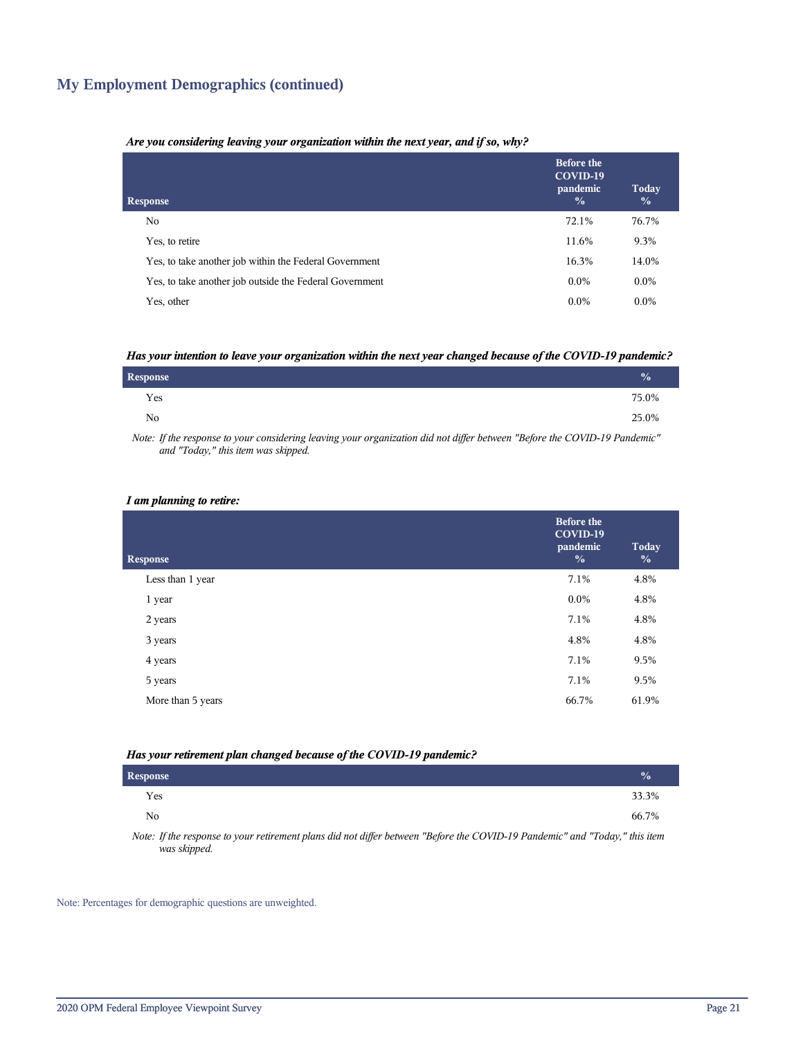## My Employment Demographics (continued)

***Are you considering leaving your organization within the next year, and if so, why?***

| Response | Before the COVID-19 pandemic % | Today % |
|---|---|---|
| No | 72.1% | 76.7% |
| Yes, to retire | 11.6% | 9.3% |
| Yes, to take another job within the Federal Government | 16.3% | 14.0% |
| Yes, to take another job outside the Federal Government | 0.0% | 0.0% |
| Yes, other | 0.0% | 0.0% |

***Has your intention to leave your organization within the next year changed because of the COVID-19 pandemic?***

| Response | % |
|---|---|
| Yes | 75.0% |
| No | 25.0% |

*Note: If the response to your considering leaving your organization did not differ between "Before the COVID-19 Pandemic" and "Today," this item was skipped.*

***I am planning to retire:***

| Response | Before the COVID-19 pandemic % | Today % |
|---|---|---|
| Less than 1 year | 7.1% | 4.8% |
| 1 year | 0.0% | 4.8% |
| 2 years | 7.1% | 4.8% |
| 3 years | 4.8% | 4.8% |
| 4 years | 7.1% | 9.5% |
| 5 years | 7.1% | 9.5% |
| More than 5 years | 66.7% | 61.9% |

***Has your retirement plan changed because of the COVID-19 pandemic?***

| Response | % |
|---|---|
| Yes | 33.3% |
| No | 66.7% |

*Note: If the response to your retirement plans did not differ between "Before the COVID-19 Pandemic" and "Today," this item was skipped.*

Note: Percentages for demographic questions are unweighted.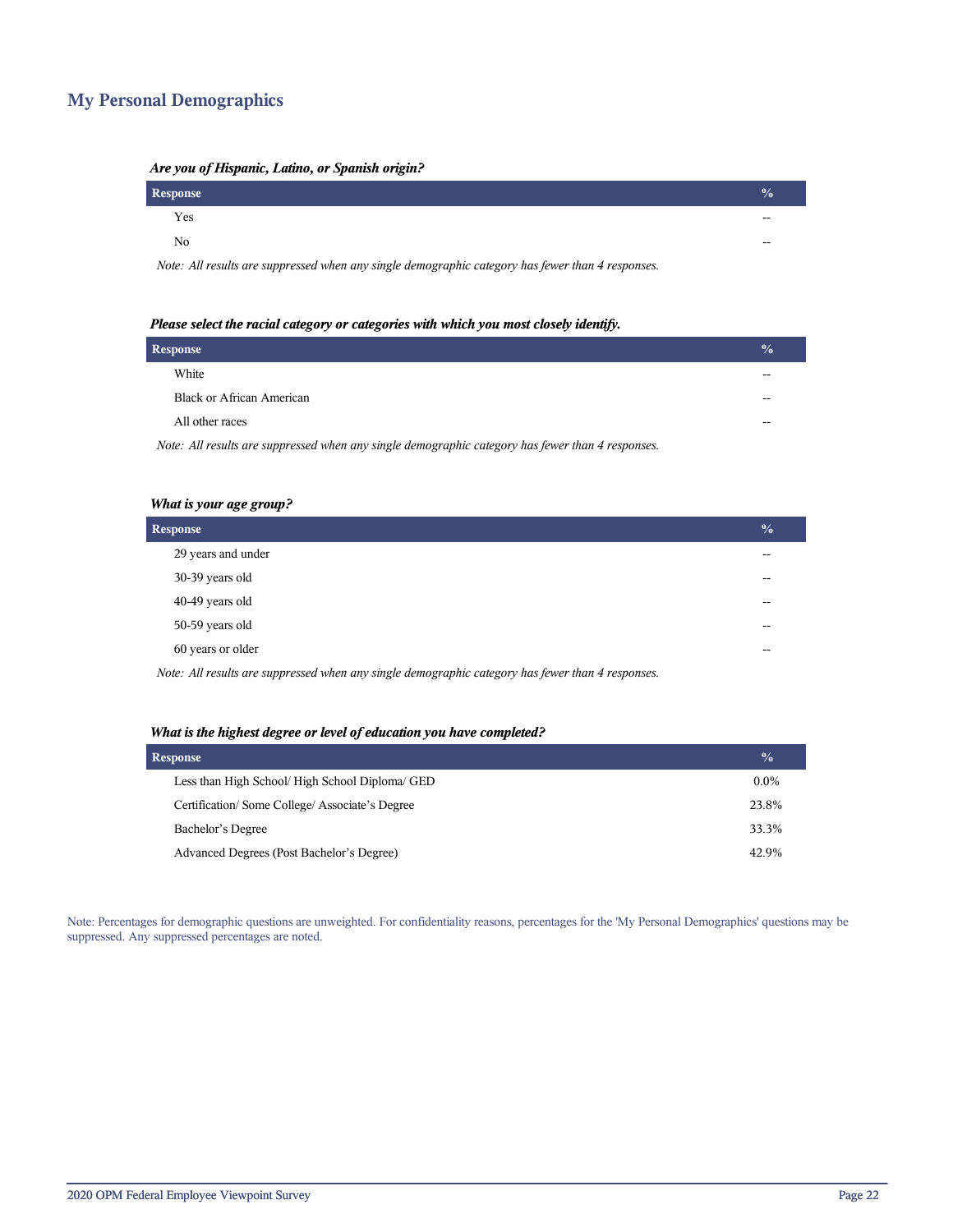## My Personal Demographics

***Are you of Hispanic, Latino, or Spanish origin?***

| Response | % |
|---|---|
| Yes | -- |
| No | -- |

*Note: All results are suppressed when any single demographic category has fewer than 4 responses.*

***Please select the racial category or categories with which you most closely identify.***

| Response | % |
|---|---|
| White | -- |
| Black or African American | -- |
| All other races | -- |

*Note: All results are suppressed when any single demographic category has fewer than 4 responses.*

***What is your age group?***

| Response | % |
|---|---|
| 29 years and under | -- |
| 30-39 years old | -- |
| 40-49 years old | -- |
| 50-59 years old | -- |
| 60 years or older | -- |

*Note: All results are suppressed when any single demographic category has fewer than 4 responses.*

***What is the highest degree or level of education you have completed?***

| Response | % |
|---|---|
| Less than High School/ High School Diploma/ GED | 0.0% |
| Certification/ Some College/ Associate's Degree | 23.8% |
| Bachelor's Degree | 33.3% |
| Advanced Degrees (Post Bachelor's Degree) | 42.9% |

Note: Percentages for demographic questions are unweighted. For confidentiality reasons, percentages for the 'My Personal Demographics' questions may be suppressed. Any suppressed percentages are noted.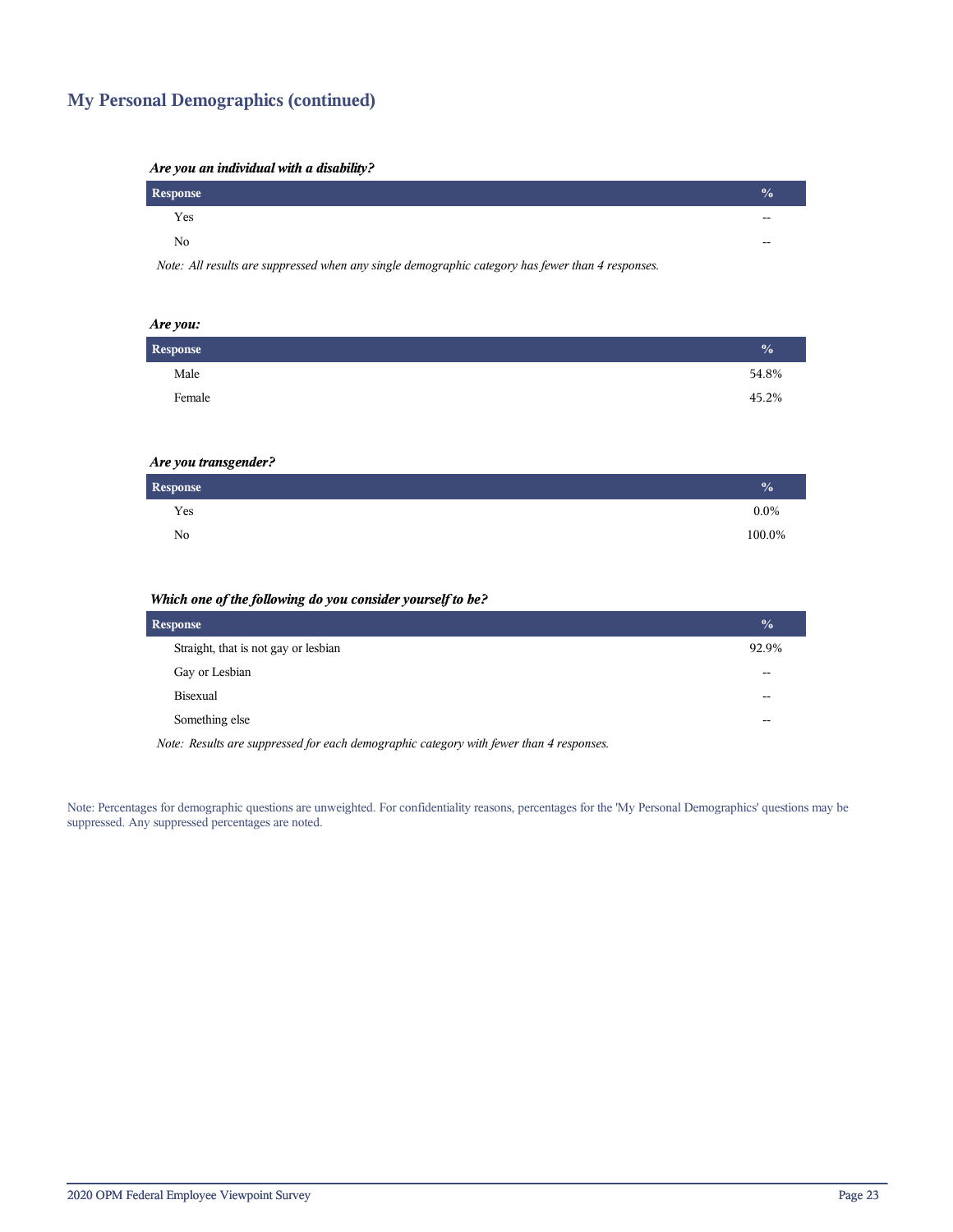## My Personal Demographics (continued)

***Are you an individual with a disability?***

| Response | % |
|---|---|
| Yes | -- |
| No | -- |

*Note: All results are suppressed when any single demographic category has fewer than 4 responses.*

***Are you:***

| Response | % |
|---|---|
| Male | 54.8% |
| Female | 45.2% |

***Are you transgender?***

| Response | % |
|---|---|
| Yes | 0.0% |
| No | 100.0% |

***Which one of the following do you consider yourself to be?***

| Response | % |
|---|---|
| Straight, that is not gay or lesbian | 92.9% |
| Gay or Lesbian | -- |
| Bisexual | -- |
| Something else | -- |

*Note: Results are suppressed for each demographic category with fewer than 4 responses.*

Note: Percentages for demographic questions are unweighted. For confidentiality reasons, percentages for the 'My Personal Demographics' questions may be suppressed. Any suppressed percentages are noted.